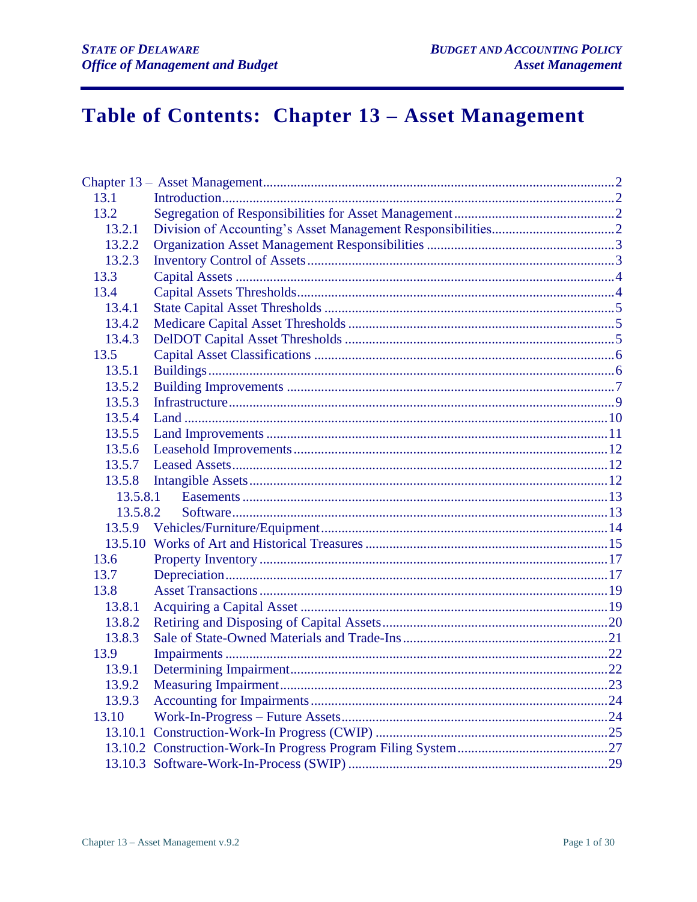# Table of Contents: Chapter 13 – Asset Management

Chapter 13 – Asset Management ........ 2

- 13.1 Introduction ........ 2
- 13.2 Segregation of Responsibilities for Asset Management ........ 2
  - 13.2.1 Division of Accounting's Asset Management Responsibilities ........ 2
  - 13.2.2 Organization Asset Management Responsibilities ........ 3
  - 13.2.3 Inventory Control of Assets ........ 3
- 13.3 Capital Assets ........ 4
- 13.4 Capital Assets Thresholds ........ 4
  - 13.4.1 State Capital Asset Thresholds ........ 5
  - 13.4.2 Medicare Capital Asset Thresholds ........ 5
  - 13.4.3 DelDOT Capital Asset Thresholds ........ 5
- 13.5 Capital Asset Classifications ........ 6
  - 13.5.1 Buildings ........ 6
  - 13.5.2 Building Improvements ........ 7
  - 13.5.3 Infrastructure ........ 9
  - 13.5.4 Land ........ 10
  - 13.5.5 Land Improvements ........ 11
  - 13.5.6 Leasehold Improvements ........ 12
  - 13.5.7 Leased Assets ........ 12
  - 13.5.8 Intangible Assets ........ 12
    - 13.5.8.1 Easements ........ 13
    - 13.5.8.2 Software ........ 13
  - 13.5.9 Vehicles/Furniture/Equipment ........ 14
  - 13.5.10 Works of Art and Historical Treasures ........ 15
- 13.6 Property Inventory ........ 17
- 13.7 Depreciation ........ 17
- 13.8 Asset Transactions ........ 19
  - 13.8.1 Acquiring a Capital Asset ........ 19
  - 13.8.2 Retiring and Disposing of Capital Assets ........ 20
  - 13.8.3 Sale of State-Owned Materials and Trade-Ins ........ 21
- 13.9 Impairments ........ 22
  - 13.9.1 Determining Impairment ........ 22
  - 13.9.2 Measuring Impairment ........ 23
  - 13.9.3 Accounting for Impairments ........ 24
- 13.10 Work-In-Progress – Future Assets ........ 24
  - 13.10.1 Construction-Work-In Progress (CWIP) ........ 25
  - 13.10.2 Construction-Work-In Progress Program Filing System ........ 27
  - 13.10.3 Software-Work-In-Process (SWIP) ........ 29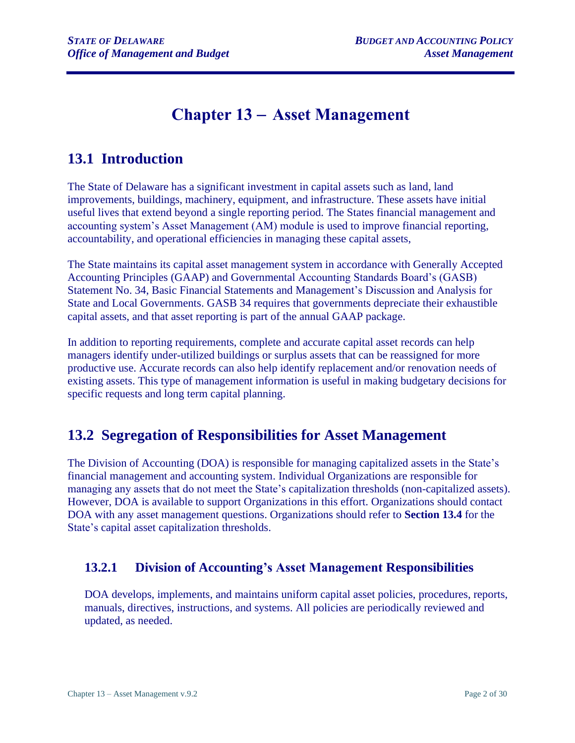# Chapter 13 – Asset Management

## 13.1 Introduction

The State of Delaware has a significant investment in capital assets such as land, land improvements, buildings, machinery, equipment, and infrastructure. These assets have initial useful lives that extend beyond a single reporting period. The States financial management and accounting system's Asset Management (AM) module is used to improve financial reporting, accountability, and operational efficiencies in managing these capital assets,

The State maintains its capital asset management system in accordance with Generally Accepted Accounting Principles (GAAP) and Governmental Accounting Standards Board's (GASB) Statement No. 34, Basic Financial Statements and Management's Discussion and Analysis for State and Local Governments. GASB 34 requires that governments depreciate their exhaustible capital assets, and that asset reporting is part of the annual GAAP package.

In addition to reporting requirements, complete and accurate capital asset records can help managers identify under-utilized buildings or surplus assets that can be reassigned for more productive use. Accurate records can also help identify replacement and/or renovation needs of existing assets. This type of management information is useful in making budgetary decisions for specific requests and long term capital planning.

## 13.2 Segregation of Responsibilities for Asset Management

The Division of Accounting (DOA) is responsible for managing capitalized assets in the State's financial management and accounting system. Individual Organizations are responsible for managing any assets that do not meet the State's capitalization thresholds (non-capitalized assets). However, DOA is available to support Organizations in this effort. Organizations should contact DOA with any asset management questions. Organizations should refer to **Section 13.4** for the State's capital asset capitalization thresholds.

### 13.2.1 Division of Accounting's Asset Management Responsibilities

DOA develops, implements, and maintains uniform capital asset policies, procedures, reports, manuals, directives, instructions, and systems. All policies are periodically reviewed and updated, as needed.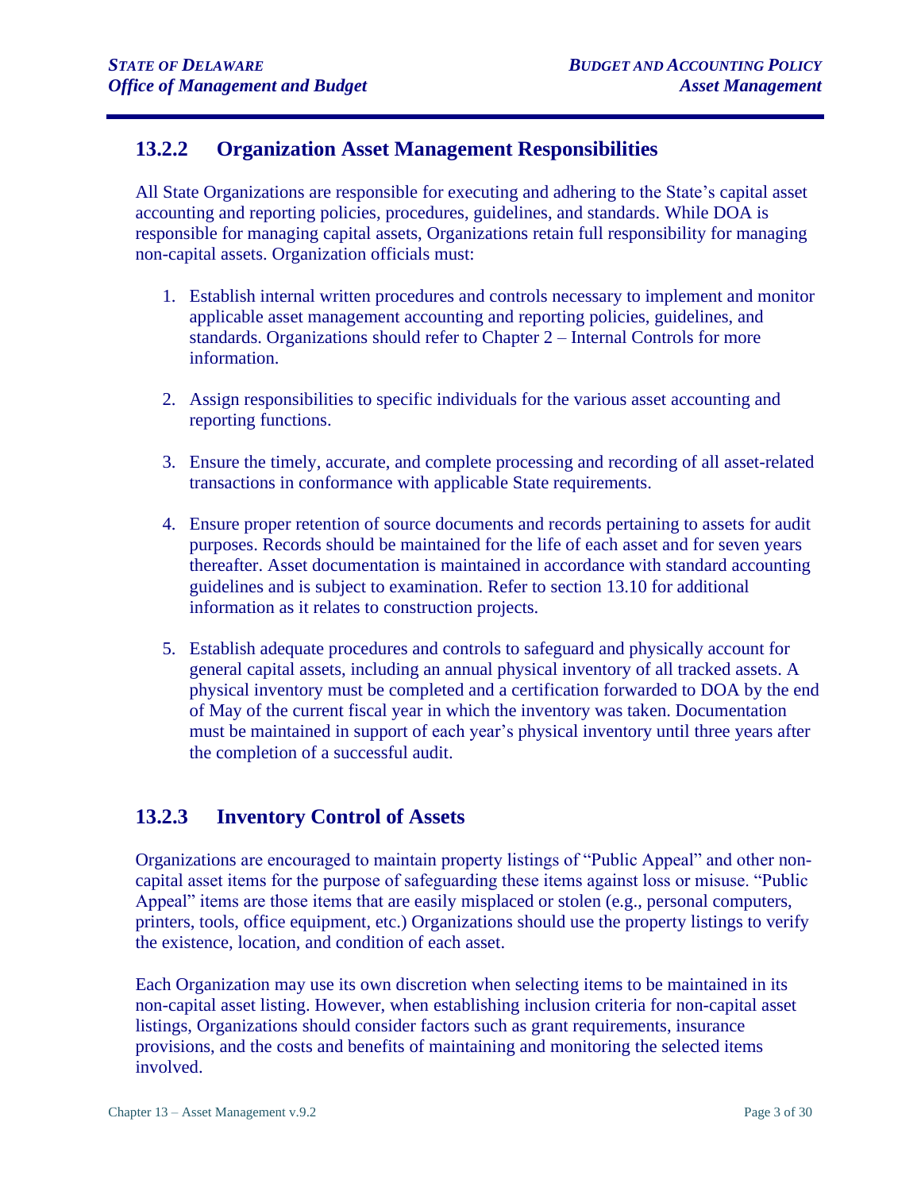### 13.2.2 Organization Asset Management Responsibilities

All State Organizations are responsible for executing and adhering to the State's capital asset accounting and reporting policies, procedures, guidelines, and standards. While DOA is responsible for managing capital assets, Organizations retain full responsibility for managing non-capital assets. Organization officials must:

1. Establish internal written procedures and controls necessary to implement and monitor applicable asset management accounting and reporting policies, guidelines, and standards. Organizations should refer to Chapter 2 – Internal Controls for more information.

2. Assign responsibilities to specific individuals for the various asset accounting and reporting functions.

3. Ensure the timely, accurate, and complete processing and recording of all asset-related transactions in conformance with applicable State requirements.

4. Ensure proper retention of source documents and records pertaining to assets for audit purposes. Records should be maintained for the life of each asset and for seven years thereafter. Asset documentation is maintained in accordance with standard accounting guidelines and is subject to examination. Refer to section 13.10 for additional information as it relates to construction projects.

5. Establish adequate procedures and controls to safeguard and physically account for general capital assets, including an annual physical inventory of all tracked assets. A physical inventory must be completed and a certification forwarded to DOA by the end of May of the current fiscal year in which the inventory was taken. Documentation must be maintained in support of each year's physical inventory until three years after the completion of a successful audit.

### 13.2.3 Inventory Control of Assets

Organizations are encouraged to maintain property listings of "Public Appeal" and other non-capital asset items for the purpose of safeguarding these items against loss or misuse. "Public Appeal" items are those items that are easily misplaced or stolen (e.g., personal computers, printers, tools, office equipment, etc.) Organizations should use the property listings to verify the existence, location, and condition of each asset.

Each Organization may use its own discretion when selecting items to be maintained in its non-capital asset listing. However, when establishing inclusion criteria for non-capital asset listings, Organizations should consider factors such as grant requirements, insurance provisions, and the costs and benefits of maintaining and monitoring the selected items involved.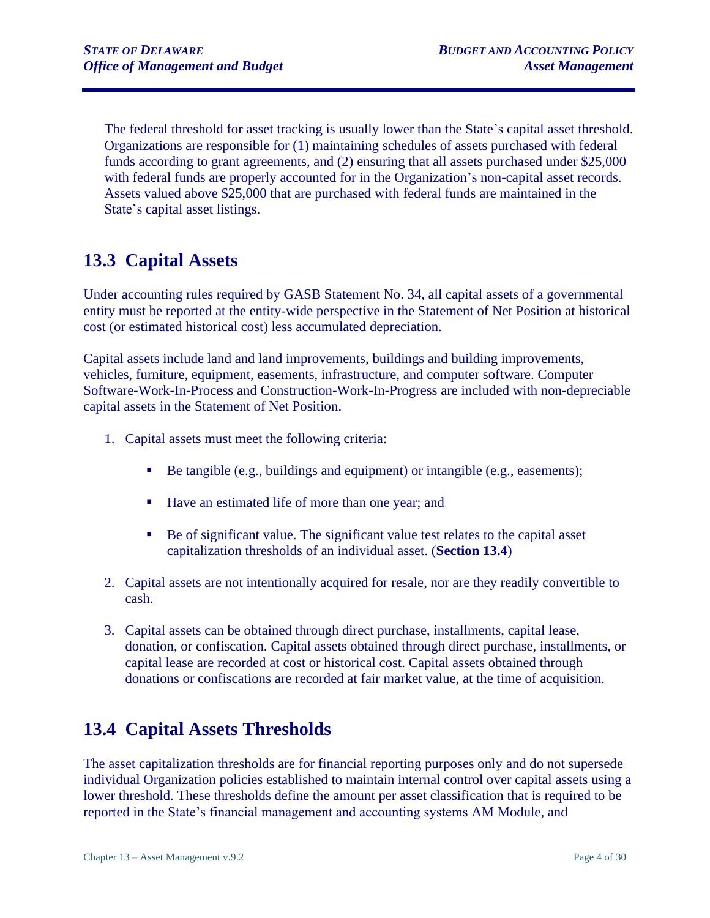The federal threshold for asset tracking is usually lower than the State's capital asset threshold. Organizations are responsible for (1) maintaining schedules of assets purchased with federal funds according to grant agreements, and (2) ensuring that all assets purchased under $25,000 with federal funds are properly accounted for in the Organization's non-capital asset records. Assets valued above $25,000 that are purchased with federal funds are maintained in the State's capital asset listings.

## 13.3 Capital Assets

Under accounting rules required by GASB Statement No. 34, all capital assets of a governmental entity must be reported at the entity-wide perspective in the Statement of Net Position at historical cost (or estimated historical cost) less accumulated depreciation.

Capital assets include land and land improvements, buildings and building improvements, vehicles, furniture, equipment, easements, infrastructure, and computer software. Computer Software-Work-In-Process and Construction-Work-In-Progress are included with non-depreciable capital assets in the Statement of Net Position.

1. Capital assets must meet the following criteria:
   - Be tangible (e.g., buildings and equipment) or intangible (e.g., easements);
   - Have an estimated life of more than one year; and
   - Be of significant value. The significant value test relates to the capital asset capitalization thresholds of an individual asset. (**Section 13.4**)
2. Capital assets are not intentionally acquired for resale, nor are they readily convertible to cash.
3. Capital assets can be obtained through direct purchase, installments, capital lease, donation, or confiscation. Capital assets obtained through direct purchase, installments, or capital lease are recorded at cost or historical cost. Capital assets obtained through donations or confiscations are recorded at fair market value, at the time of acquisition.

## 13.4 Capital Assets Thresholds

The asset capitalization thresholds are for financial reporting purposes only and do not supersede individual Organization policies established to maintain internal control over capital assets using a lower threshold. These thresholds define the amount per asset classification that is required to be reported in the State's financial management and accounting systems AM Module, and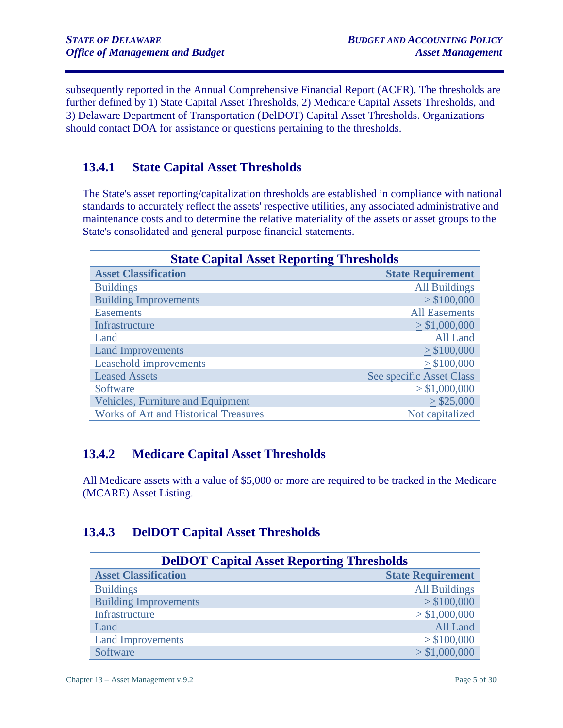subsequently reported in the Annual Comprehensive Financial Report (ACFR). The thresholds are further defined by 1) State Capital Asset Thresholds, 2) Medicare Capital Assets Thresholds, and 3) Delaware Department of Transportation (DelDOT) Capital Asset Thresholds. Organizations should contact DOA for assistance or questions pertaining to the thresholds.

### 13.4.1 State Capital Asset Thresholds

The State's asset reporting/capitalization thresholds are established in compliance with national standards to accurately reflect the assets' respective utilities, any associated administrative and maintenance costs and to determine the relative materiality of the assets or asset groups to the State's consolidated and general purpose financial statements.

**State Capital Asset Reporting Thresholds**

| Asset Classification | State Requirement |
|---|---:|
| Buildings | All Buildings |
| Building Improvements | ≥ $100,000 |
| Easements | All Easements |
| Infrastructure | ≥ $1,000,000 |
| Land | All Land |
| Land Improvements | ≥ $100,000 |
| Leasehold improvements | ≥ $100,000 |
| Leased Assets | See specific Asset Class |
| Software | ≥ $1,000,000 |
| Vehicles, Furniture and Equipment | ≥ $25,000 |
| Works of Art and Historical Treasures | Not capitalized |

### 13.4.2 Medicare Capital Asset Thresholds

All Medicare assets with a value of $5,000 or more are required to be tracked in the Medicare (MCARE) Asset Listing.

### 13.4.3 DelDOT Capital Asset Thresholds

**DelDOT Capital Asset Reporting Thresholds**

| Asset Classification | State Requirement |
|---|---:|
| Buildings | All Buildings |
| Building Improvements | ≥ $100,000 |
| Infrastructure | > $1,000,000 |
| Land | All Land |
| Land Improvements | ≥ $100,000 |
| Software | > $1,000,000 |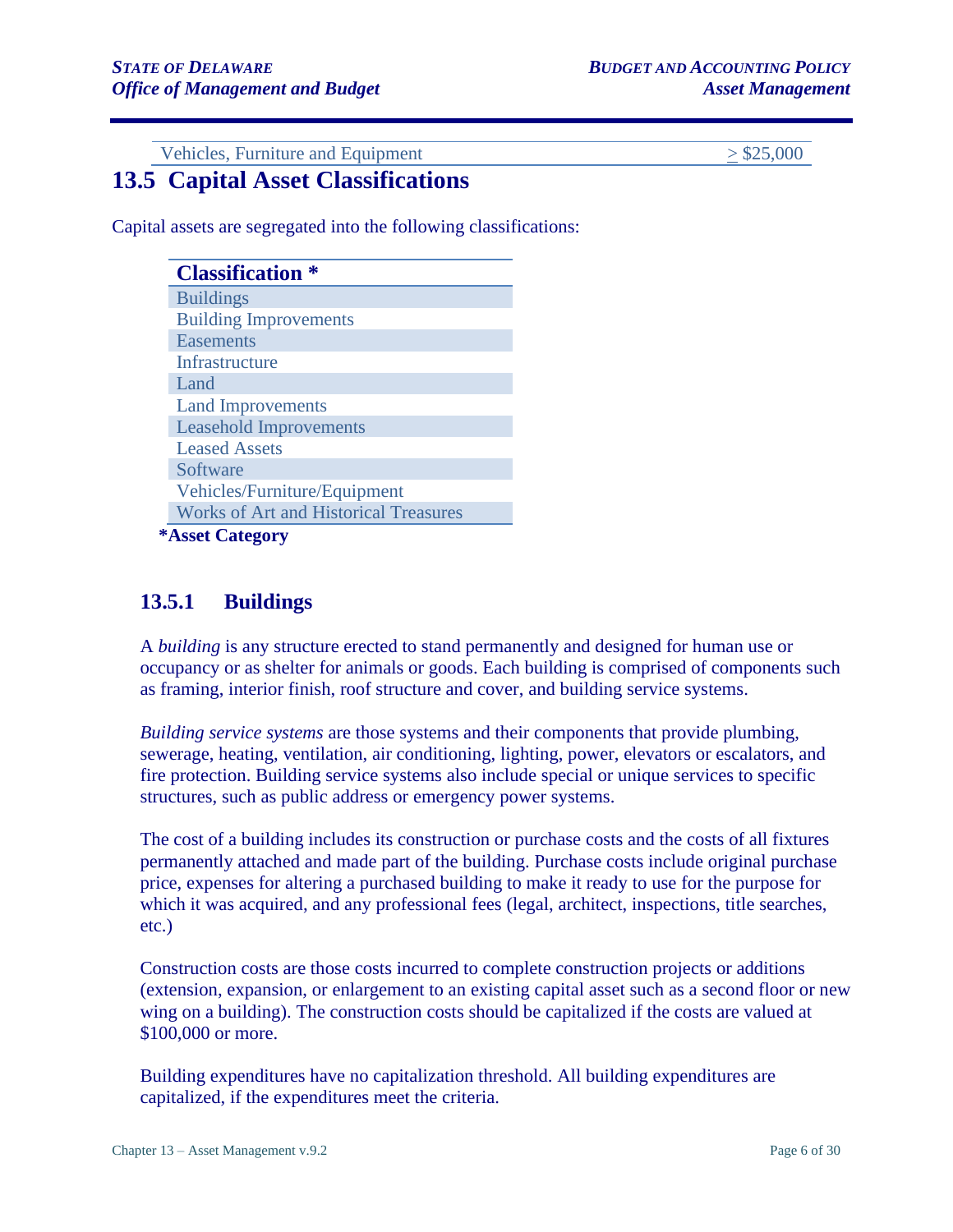| Vehicles, Furniture and Equipment | ≥ $25,000 |
|---|---|

## 13.5 Capital Asset Classifications

Capital assets are segregated into the following classifications:

| Classification * |
|---|
| Buildings |
| Building Improvements |
| Easements |
| Infrastructure |
| Land |
| Land Improvements |
| Leasehold Improvements |
| Leased Assets |
| Software |
| Vehicles/Furniture/Equipment |
| Works of Art and Historical Treasures |

**\*Asset Category**

### 13.5.1 Buildings

A *building* is any structure erected to stand permanently and designed for human use or occupancy or as shelter for animals or goods. Each building is comprised of components such as framing, interior finish, roof structure and cover, and building service systems.

*Building service systems* are those systems and their components that provide plumbing, sewerage, heating, ventilation, air conditioning, lighting, power, elevators or escalators, and fire protection. Building service systems also include special or unique services to specific structures, such as public address or emergency power systems.

The cost of a building includes its construction or purchase costs and the costs of all fixtures permanently attached and made part of the building. Purchase costs include original purchase price, expenses for altering a purchased building to make it ready to use for the purpose for which it was acquired, and any professional fees (legal, architect, inspections, title searches, etc.)

Construction costs are those costs incurred to complete construction projects or additions (extension, expansion, or enlargement to an existing capital asset such as a second floor or new wing on a building). The construction costs should be capitalized if the costs are valued at $100,000 or more.

Building expenditures have no capitalization threshold. All building expenditures are capitalized, if the expenditures meet the criteria.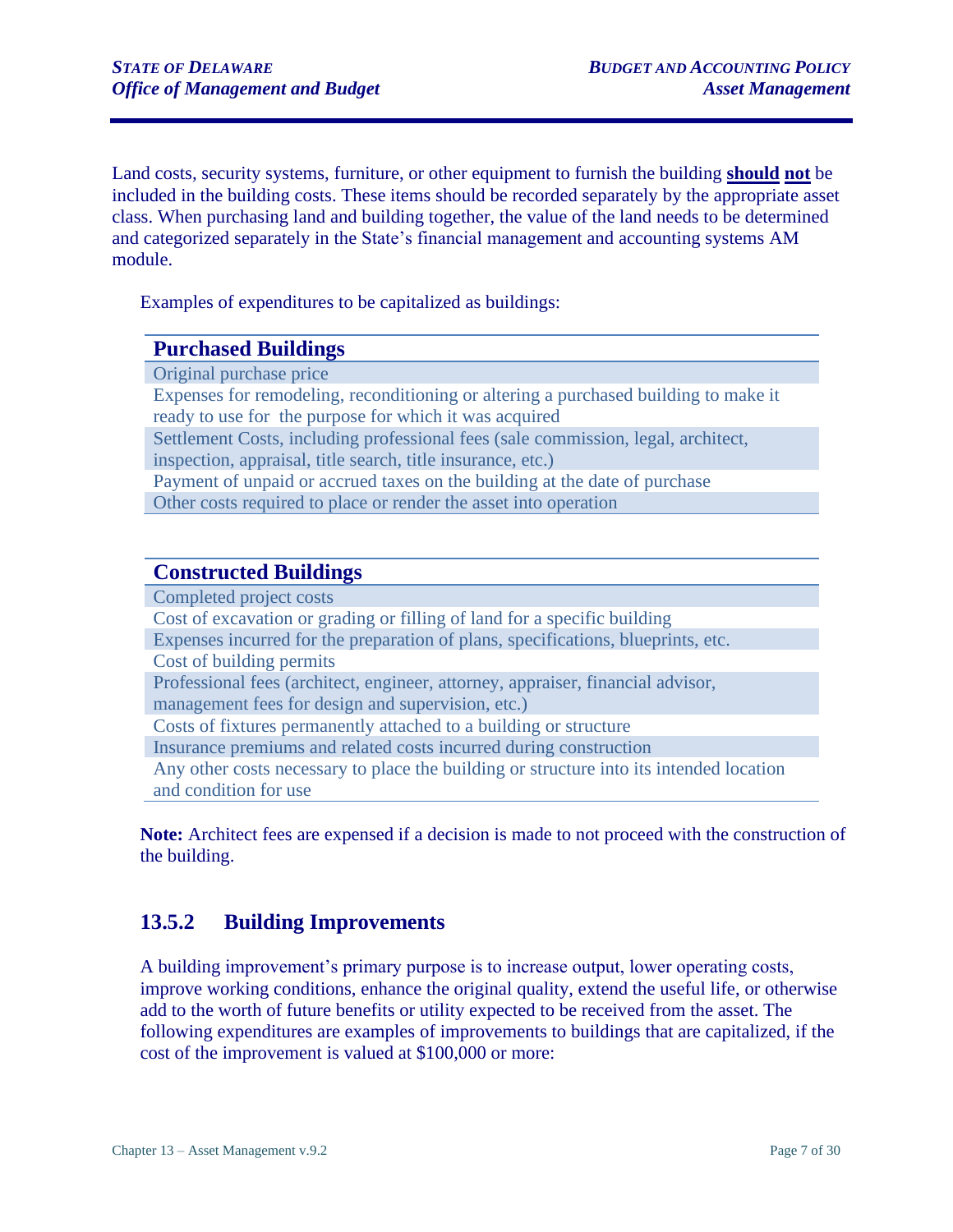Land costs, security systems, furniture, or other equipment to furnish the building **should not** be included in the building costs. These items should be recorded separately by the appropriate asset class. When purchasing land and building together, the value of the land needs to be determined and categorized separately in the State's financial management and accounting systems AM module.

Examples of expenditures to be capitalized as buildings:

| **Purchased Buildings** |
| --- |
| Original purchase price |
| Expenses for remodeling, reconditioning or altering a purchased building to make it ready to use for the purpose for which it was acquired |
| Settlement Costs, including professional fees (sale commission, legal, architect, inspection, appraisal, title search, title insurance, etc.) |
| Payment of unpaid or accrued taxes on the building at the date of purchase |
| Other costs required to place or render the asset into operation |

| **Constructed Buildings** |
| --- |
| Completed project costs |
| Cost of excavation or grading or filling of land for a specific building |
| Expenses incurred for the preparation of plans, specifications, blueprints, etc. |
| Cost of building permits |
| Professional fees (architect, engineer, attorney, appraiser, financial advisor, management fees for design and supervision, etc.) |
| Costs of fixtures permanently attached to a building or structure |
| Insurance premiums and related costs incurred during construction |
| Any other costs necessary to place the building or structure into its intended location and condition for use |

**Note:** Architect fees are expensed if a decision is made to not proceed with the construction of the building.

### 13.5.2 Building Improvements

A building improvement's primary purpose is to increase output, lower operating costs, improve working conditions, enhance the original quality, extend the useful life, or otherwise add to the worth of future benefits or utility expected to be received from the asset. The following expenditures are examples of improvements to buildings that are capitalized, if the cost of the improvement is valued at $100,000 or more: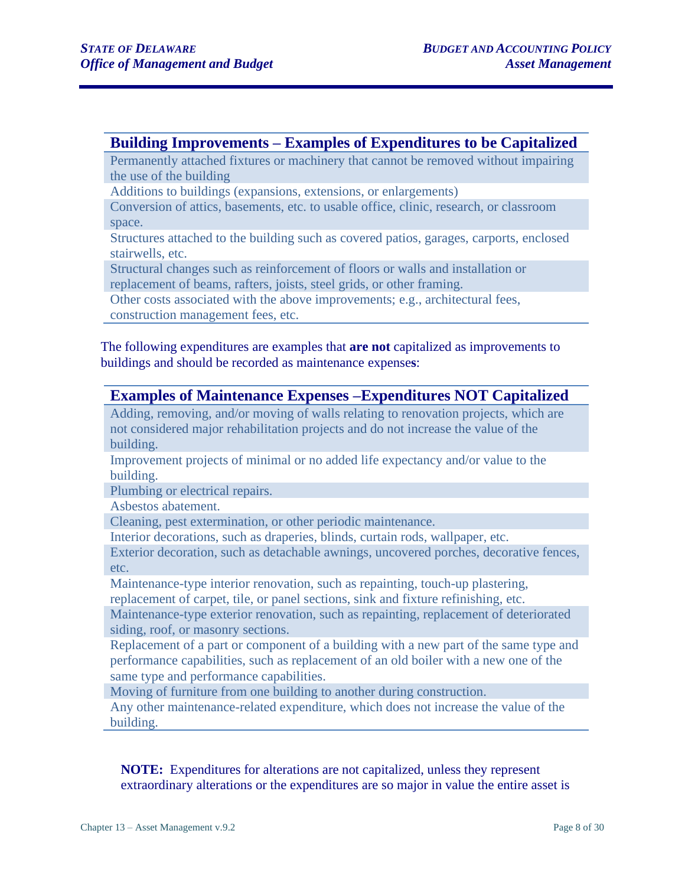| Building Improvements – Examples of Expenditures to be Capitalized |
|---|
| Permanently attached fixtures or machinery that cannot be removed without impairing the use of the building |
| Additions to buildings (expansions, extensions, or enlargements) |
| Conversion of attics, basements, etc. to usable office, clinic, research, or classroom space. |
| Structures attached to the building such as covered patios, garages, carports, enclosed stairwells, etc. |
| Structural changes such as reinforcement of floors or walls and installation or replacement of beams, rafters, joists, steel grids, or other framing. |
| Other costs associated with the above improvements; e.g., architectural fees, construction management fees, etc. |

The following expenditures are examples that **are not** capitalized as improvements to buildings and should be recorded as maintenance expenses:

| Examples of Maintenance Expenses –Expenditures NOT Capitalized |
|---|
| Adding, removing, and/or moving of walls relating to renovation projects, which are not considered major rehabilitation projects and do not increase the value of the building. |
| Improvement projects of minimal or no added life expectancy and/or value to the building. |
| Plumbing or electrical repairs. |
| Asbestos abatement. |
| Cleaning, pest extermination, or other periodic maintenance. |
| Interior decorations, such as draperies, blinds, curtain rods, wallpaper, etc. |
| Exterior decoration, such as detachable awnings, uncovered porches, decorative fences, etc. |
| Maintenance-type interior renovation, such as repainting, touch-up plastering, replacement of carpet, tile, or panel sections, sink and fixture refinishing, etc. |
| Maintenance-type exterior renovation, such as repainting, replacement of deteriorated siding, roof, or masonry sections. |
| Replacement of a part or component of a building with a new part of the same type and performance capabilities, such as replacement of an old boiler with a new one of the same type and performance capabilities. |
| Moving of furniture from one building to another during construction. |
| Any other maintenance-related expenditure, which does not increase the value of the building. |

**NOTE:** Expenditures for alterations are not capitalized, unless they represent extraordinary alterations or the expenditures are so major in value the entire asset is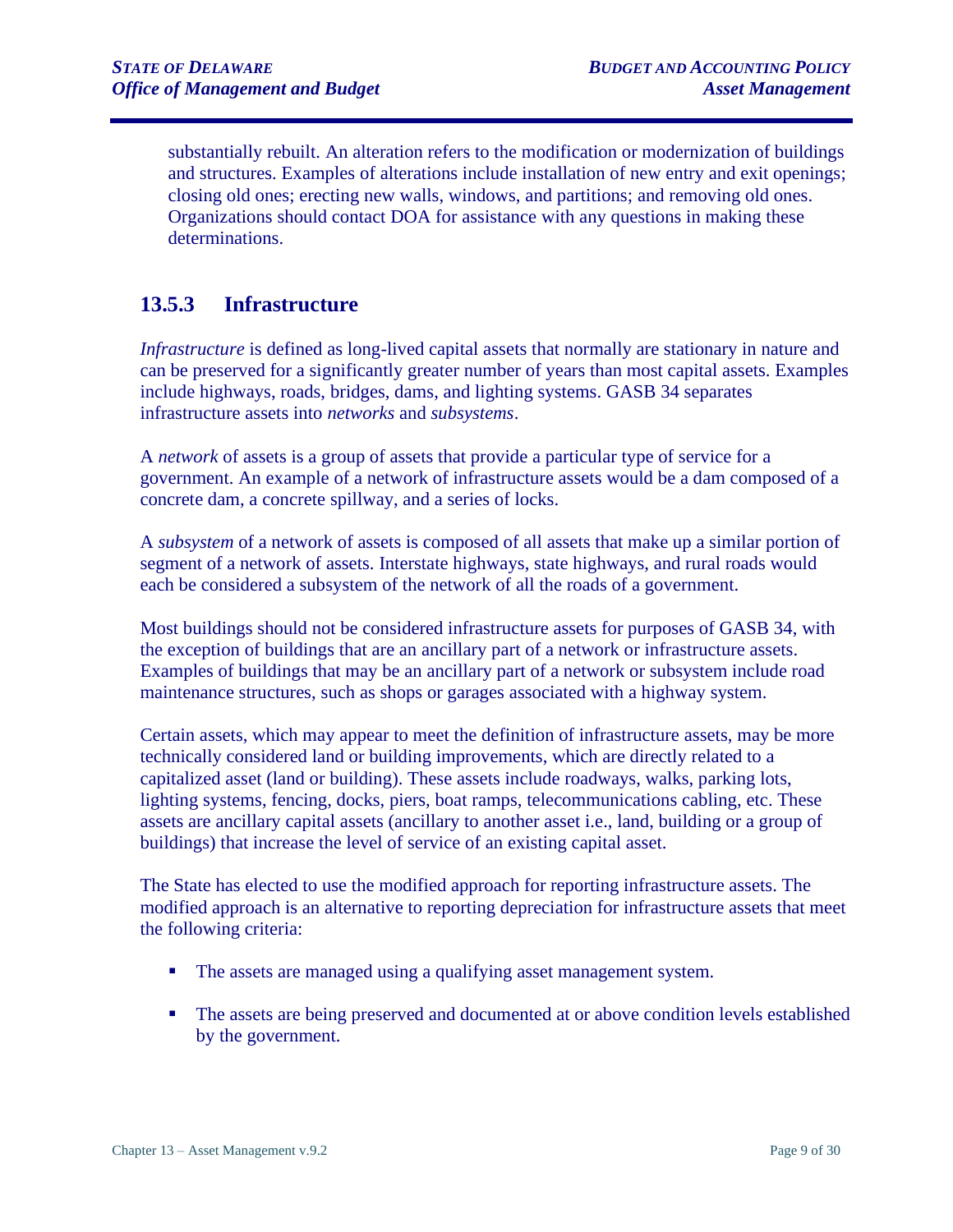substantially rebuilt. An alteration refers to the modification or modernization of buildings and structures. Examples of alterations include installation of new entry and exit openings; closing old ones; erecting new walls, windows, and partitions; and removing old ones. Organizations should contact DOA for assistance with any questions in making these determinations.

### 13.5.3 Infrastructure

*Infrastructure* is defined as long-lived capital assets that normally are stationary in nature and can be preserved for a significantly greater number of years than most capital assets. Examples include highways, roads, bridges, dams, and lighting systems. GASB 34 separates infrastructure assets into *networks* and *subsystems*.

A *network* of assets is a group of assets that provide a particular type of service for a government. An example of a network of infrastructure assets would be a dam composed of a concrete dam, a concrete spillway, and a series of locks.

A *subsystem* of a network of assets is composed of all assets that make up a similar portion of segment of a network of assets. Interstate highways, state highways, and rural roads would each be considered a subsystem of the network of all the roads of a government.

Most buildings should not be considered infrastructure assets for purposes of GASB 34, with the exception of buildings that are an ancillary part of a network or infrastructure assets. Examples of buildings that may be an ancillary part of a network or subsystem include road maintenance structures, such as shops or garages associated with a highway system.

Certain assets, which may appear to meet the definition of infrastructure assets, may be more technically considered land or building improvements, which are directly related to a capitalized asset (land or building). These assets include roadways, walks, parking lots, lighting systems, fencing, docks, piers, boat ramps, telecommunications cabling, etc. These assets are ancillary capital assets (ancillary to another asset i.e., land, building or a group of buildings) that increase the level of service of an existing capital asset.

The State has elected to use the modified approach for reporting infrastructure assets. The modified approach is an alternative to reporting depreciation for infrastructure assets that meet the following criteria:

- The assets are managed using a qualifying asset management system.
- The assets are being preserved and documented at or above condition levels established by the government.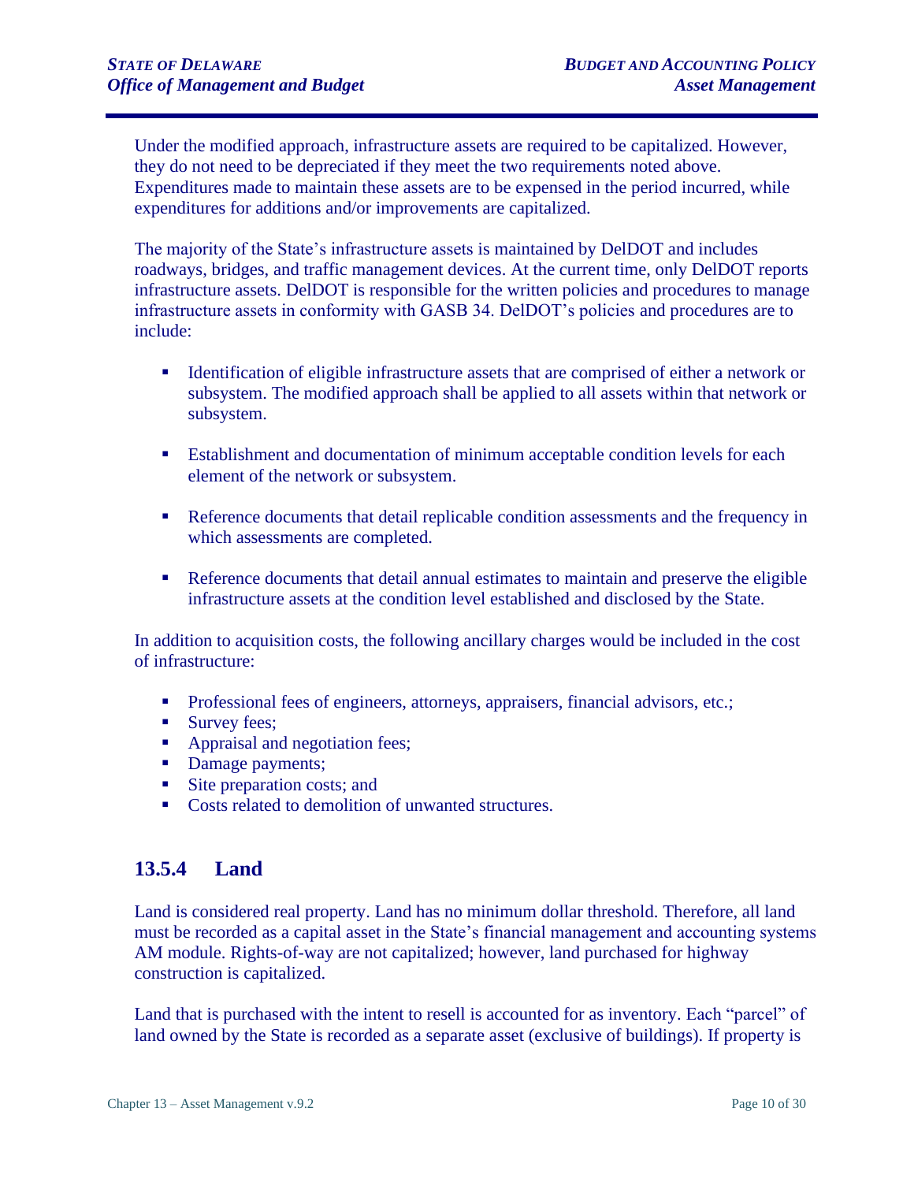Under the modified approach, infrastructure assets are required to be capitalized. However, they do not need to be depreciated if they meet the two requirements noted above. Expenditures made to maintain these assets are to be expensed in the period incurred, while expenditures for additions and/or improvements are capitalized.

The majority of the State's infrastructure assets is maintained by DelDOT and includes roadways, bridges, and traffic management devices. At the current time, only DelDOT reports infrastructure assets. DelDOT is responsible for the written policies and procedures to manage infrastructure assets in conformity with GASB 34. DelDOT's policies and procedures are to include:

- Identification of eligible infrastructure assets that are comprised of either a network or subsystem. The modified approach shall be applied to all assets within that network or subsystem.
- Establishment and documentation of minimum acceptable condition levels for each element of the network or subsystem.
- Reference documents that detail replicable condition assessments and the frequency in which assessments are completed.
- Reference documents that detail annual estimates to maintain and preserve the eligible infrastructure assets at the condition level established and disclosed by the State.

In addition to acquisition costs, the following ancillary charges would be included in the cost of infrastructure:

- Professional fees of engineers, attorneys, appraisers, financial advisors, etc.;
- Survey fees;
- Appraisal and negotiation fees;
- Damage payments;
- Site preparation costs; and
- Costs related to demolition of unwanted structures.

### 13.5.4 Land

Land is considered real property. Land has no minimum dollar threshold. Therefore, all land must be recorded as a capital asset in the State's financial management and accounting systems AM module. Rights-of-way are not capitalized; however, land purchased for highway construction is capitalized.

Land that is purchased with the intent to resell is accounted for as inventory. Each "parcel" of land owned by the State is recorded as a separate asset (exclusive of buildings). If property is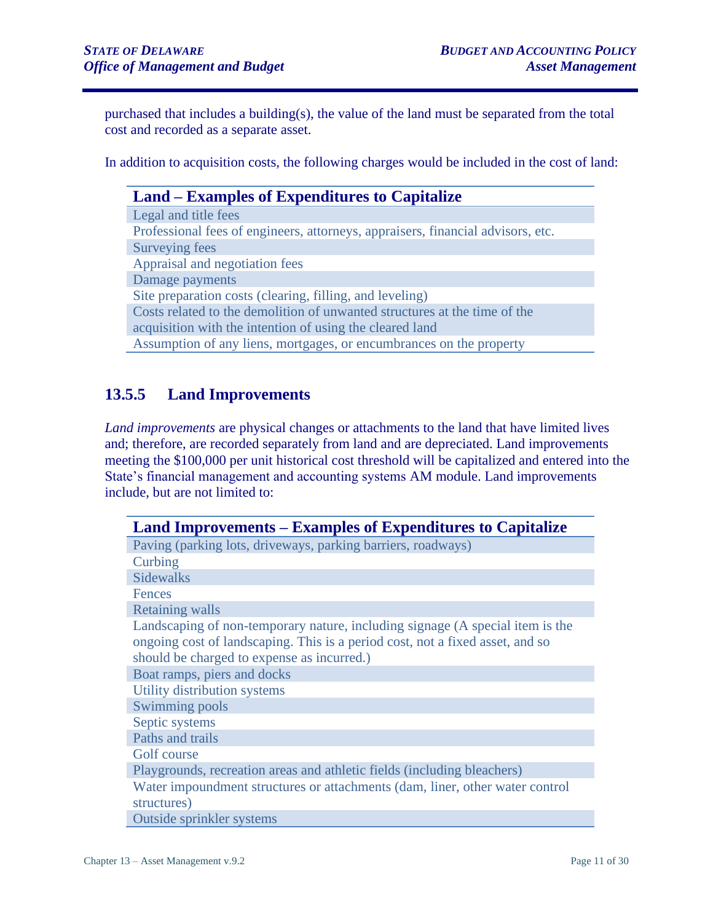purchased that includes a building(s), the value of the land must be separated from the total cost and recorded as a separate asset.

In addition to acquisition costs, the following charges would be included in the cost of land:

| Land – Examples of Expenditures to Capitalize |
| --- |
| Legal and title fees |
| Professional fees of engineers, attorneys, appraisers, financial advisors, etc. |
| Surveying fees |
| Appraisal and negotiation fees |
| Damage payments |
| Site preparation costs (clearing, filling, and leveling) |
| Costs related to the demolition of unwanted structures at the time of the acquisition with the intention of using the cleared land |
| Assumption of any liens, mortgages, or encumbrances on the property |

### 13.5.5 Land Improvements

*Land improvements* are physical changes or attachments to the land that have limited lives and; therefore, are recorded separately from land and are depreciated. Land improvements meeting the $100,000 per unit historical cost threshold will be capitalized and entered into the State's financial management and accounting systems AM module. Land improvements include, but are not limited to:

| Land Improvements – Examples of Expenditures to Capitalize |
| --- |
| Paving (parking lots, driveways, parking barriers, roadways) |
| Curbing |
| Sidewalks |
| Fences |
| Retaining walls |
| Landscaping of non-temporary nature, including signage (A special item is the ongoing cost of landscaping. This is a period cost, not a fixed asset, and so should be charged to expense as incurred.) |
| Boat ramps, piers and docks |
| Utility distribution systems |
| Swimming pools |
| Septic systems |
| Paths and trails |
| Golf course |
| Playgrounds, recreation areas and athletic fields (including bleachers) |
| Water impoundment structures or attachments (dam, liner, other water control structures) |
| Outside sprinkler systems |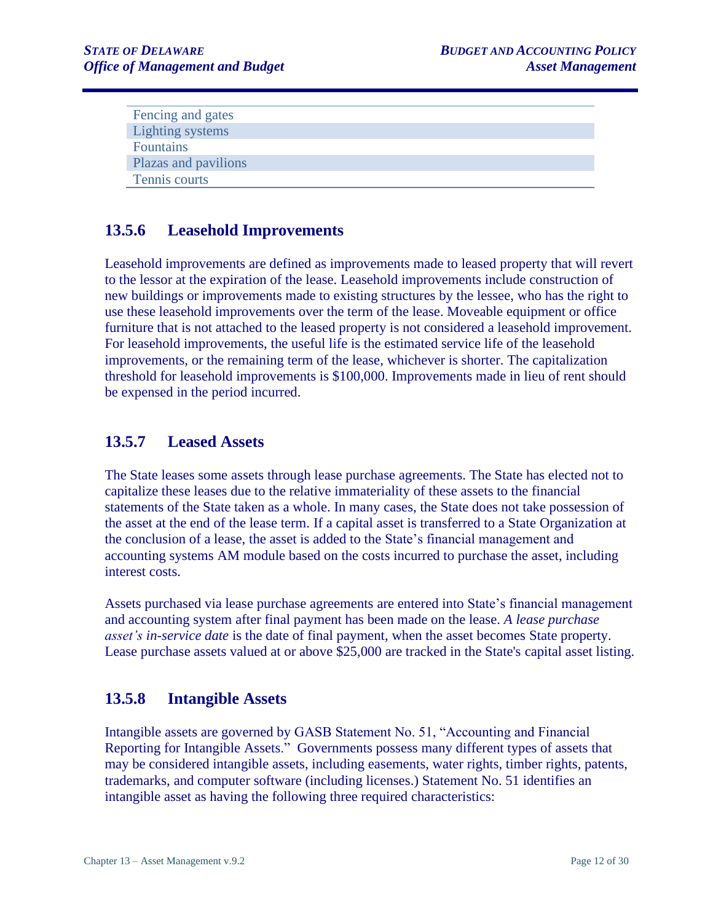| Fencing and gates |
|---|
| Lighting systems |
| Fountains |
| Plazas and pavilions |
| Tennis courts |

### 13.5.6 Leasehold Improvements

Leasehold improvements are defined as improvements made to leased property that will revert to the lessor at the expiration of the lease. Leasehold improvements include construction of new buildings or improvements made to existing structures by the lessee, who has the right to use these leasehold improvements over the term of the lease. Moveable equipment or office furniture that is not attached to the leased property is not considered a leasehold improvement. For leasehold improvements, the useful life is the estimated service life of the leasehold improvements, or the remaining term of the lease, whichever is shorter. The capitalization threshold for leasehold improvements is $100,000. Improvements made in lieu of rent should be expensed in the period incurred.

### 13.5.7 Leased Assets

The State leases some assets through lease purchase agreements. The State has elected not to capitalize these leases due to the relative immateriality of these assets to the financial statements of the State taken as a whole. In many cases, the State does not take possession of the asset at the end of the lease term. If a capital asset is transferred to a State Organization at the conclusion of a lease, the asset is added to the State's financial management and accounting systems AM module based on the costs incurred to purchase the asset, including interest costs.

Assets purchased via lease purchase agreements are entered into State's financial management and accounting system after final payment has been made on the lease. *A lease purchase asset's in-service date* is the date of final payment, when the asset becomes State property. Lease purchase assets valued at or above $25,000 are tracked in the State's capital asset listing.

### 13.5.8 Intangible Assets

Intangible assets are governed by GASB Statement No. 51, "Accounting and Financial Reporting for Intangible Assets." Governments possess many different types of assets that may be considered intangible assets, including easements, water rights, timber rights, patents, trademarks, and computer software (including licenses.) Statement No. 51 identifies an intangible asset as having the following three required characteristics: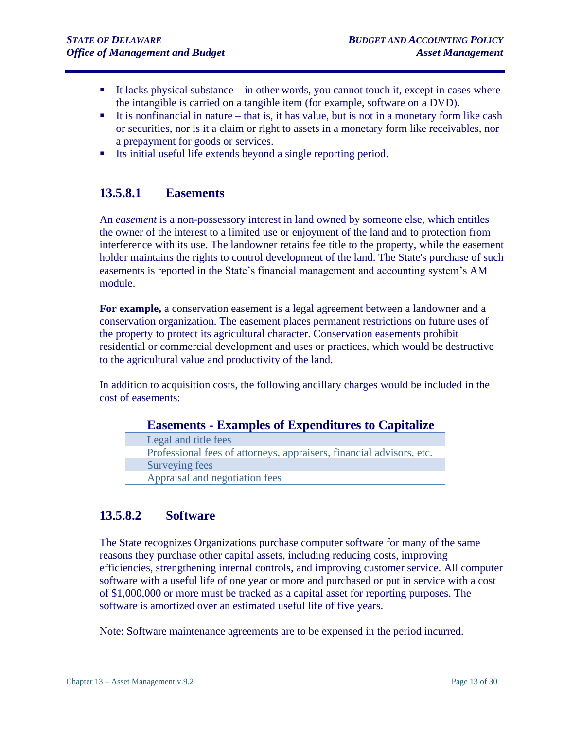- It lacks physical substance – in other words, you cannot touch it, except in cases where the intangible is carried on a tangible item (for example, software on a DVD).
- It is nonfinancial in nature – that is, it has value, but is not in a monetary form like cash or securities, nor is it a claim or right to assets in a monetary form like receivables, nor a prepayment for goods or services.
- Its initial useful life extends beyond a single reporting period.

### 13.5.8.1 Easements

An *easement* is a non-possessory interest in land owned by someone else, which entitles the owner of the interest to a limited use or enjoyment of the land and to protection from interference with its use. The landowner retains fee title to the property, while the easement holder maintains the rights to control development of the land. The State's purchase of such easements is reported in the State's financial management and accounting system's AM module.

**For example,** a conservation easement is a legal agreement between a landowner and a conservation organization. The easement places permanent restrictions on future uses of the property to protect its agricultural character. Conservation easements prohibit residential or commercial development and uses or practices, which would be destructive to the agricultural value and productivity of the land.

In addition to acquisition costs, the following ancillary charges would be included in the cost of easements:

| Easements - Examples of Expenditures to Capitalize |
| --- |
| Legal and title fees |
| Professional fees of attorneys, appraisers, financial advisors, etc. |
| Surveying fees |
| Appraisal and negotiation fees |

### 13.5.8.2 Software

The State recognizes Organizations purchase computer software for many of the same reasons they purchase other capital assets, including reducing costs, improving efficiencies, strengthening internal controls, and improving customer service. All computer software with a useful life of one year or more and purchased or put in service with a cost of $1,000,000 or more must be tracked as a capital asset for reporting purposes. The software is amortized over an estimated useful life of five years.

Note: Software maintenance agreements are to be expensed in the period incurred.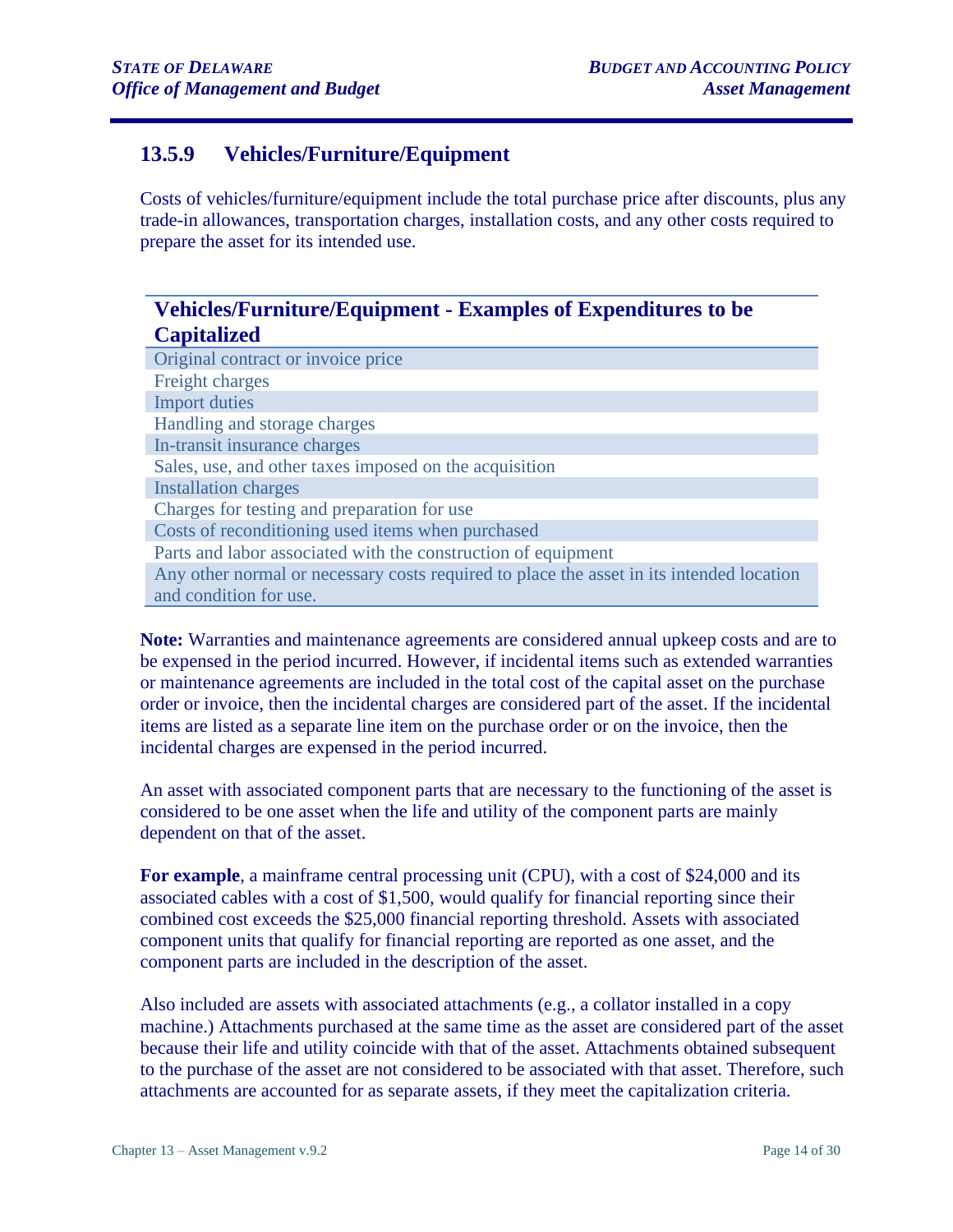### 13.5.9 Vehicles/Furniture/Equipment

Costs of vehicles/furniture/equipment include the total purchase price after discounts, plus any trade-in allowances, transportation charges, installation costs, and any other costs required to prepare the asset for its intended use.

| Vehicles/Furniture/Equipment - Examples of Expenditures to be Capitalized |
|---|
| Original contract or invoice price |
| Freight charges |
| Import duties |
| Handling and storage charges |
| In-transit insurance charges |
| Sales, use, and other taxes imposed on the acquisition |
| Installation charges |
| Charges for testing and preparation for use |
| Costs of reconditioning used items when purchased |
| Parts and labor associated with the construction of equipment |
| Any other normal or necessary costs required to place the asset in its intended location and condition for use. |

**Note:** Warranties and maintenance agreements are considered annual upkeep costs and are to be expensed in the period incurred. However, if incidental items such as extended warranties or maintenance agreements are included in the total cost of the capital asset on the purchase order or invoice, then the incidental charges are considered part of the asset. If the incidental items are listed as a separate line item on the purchase order or on the invoice, then the incidental charges are expensed in the period incurred.

An asset with associated component parts that are necessary to the functioning of the asset is considered to be one asset when the life and utility of the component parts are mainly dependent on that of the asset.

**For example**, a mainframe central processing unit (CPU), with a cost of $24,000 and its associated cables with a cost of $1,500, would qualify for financial reporting since their combined cost exceeds the $25,000 financial reporting threshold. Assets with associated component units that qualify for financial reporting are reported as one asset, and the component parts are included in the description of the asset.

Also included are assets with associated attachments (e.g., a collator installed in a copy machine.) Attachments purchased at the same time as the asset are considered part of the asset because their life and utility coincide with that of the asset. Attachments obtained subsequent to the purchase of the asset are not considered to be associated with that asset. Therefore, such attachments are accounted for as separate assets, if they meet the capitalization criteria.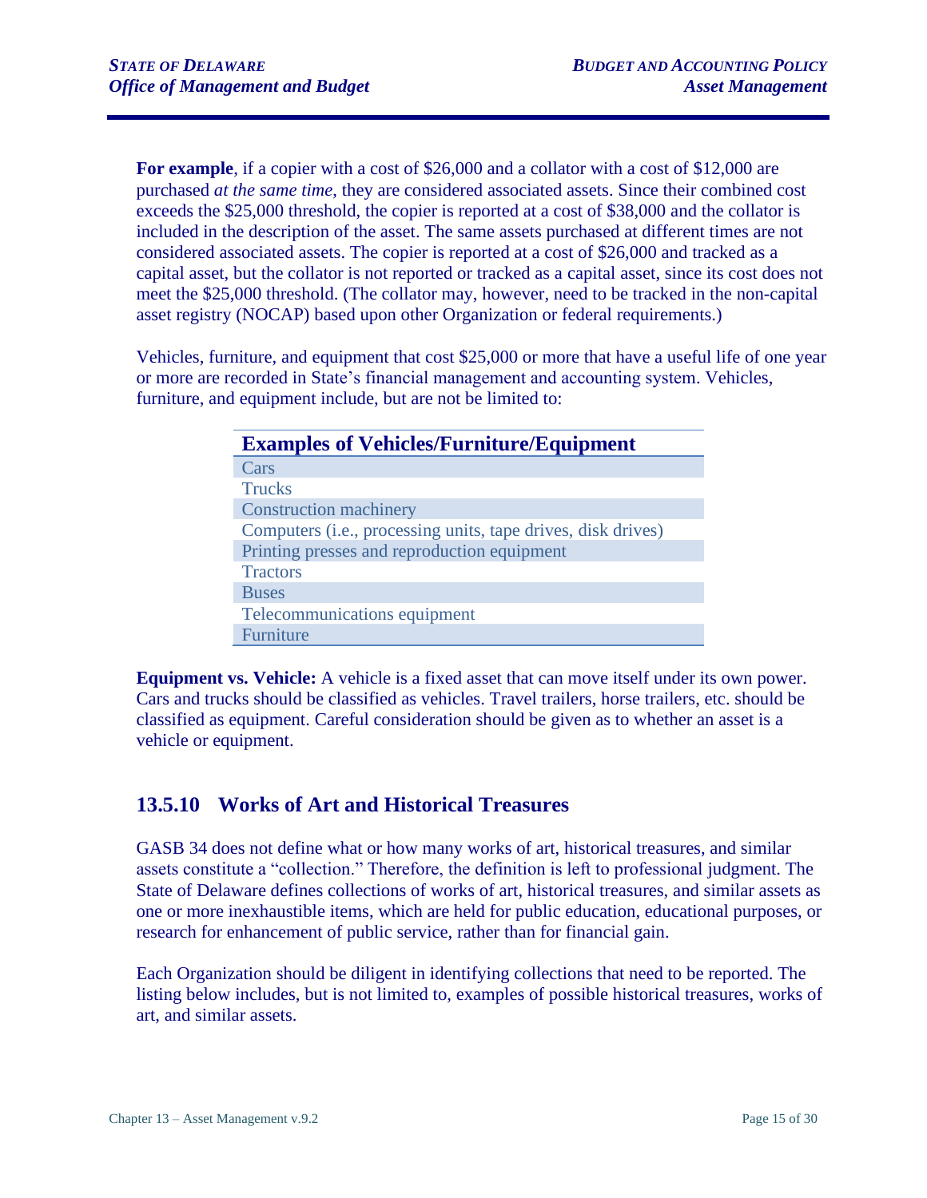**For example**, if a copier with a cost of $26,000 and a collator with a cost of $12,000 are purchased *at the same time*, they are considered associated assets. Since their combined cost exceeds the $25,000 threshold, the copier is reported at a cost of $38,000 and the collator is included in the description of the asset. The same assets purchased at different times are not considered associated assets. The copier is reported at a cost of $26,000 and tracked as a capital asset, but the collator is not reported or tracked as a capital asset, since its cost does not meet the $25,000 threshold. (The collator may, however, need to be tracked in the non-capital asset registry (NOCAP) based upon other Organization or federal requirements.)

Vehicles, furniture, and equipment that cost $25,000 or more that have a useful life of one year or more are recorded in State's financial management and accounting system. Vehicles, furniture, and equipment include, but are not be limited to:

| Examples of Vehicles/Furniture/Equipment |
|---|
| Cars |
| Trucks |
| Construction machinery |
| Computers (i.e., processing units, tape drives, disk drives) |
| Printing presses and reproduction equipment |
| Tractors |
| Buses |
| Telecommunications equipment |
| Furniture |

**Equipment vs. Vehicle:** A vehicle is a fixed asset that can move itself under its own power. Cars and trucks should be classified as vehicles. Travel trailers, horse trailers, etc. should be classified as equipment. Careful consideration should be given as to whether an asset is a vehicle or equipment.

## 13.5.10 Works of Art and Historical Treasures

GASB 34 does not define what or how many works of art, historical treasures, and similar assets constitute a "collection." Therefore, the definition is left to professional judgment. The State of Delaware defines collections of works of art, historical treasures, and similar assets as one or more inexhaustible items, which are held for public education, educational purposes, or research for enhancement of public service, rather than for financial gain.

Each Organization should be diligent in identifying collections that need to be reported. The listing below includes, but is not limited to, examples of possible historical treasures, works of art, and similar assets.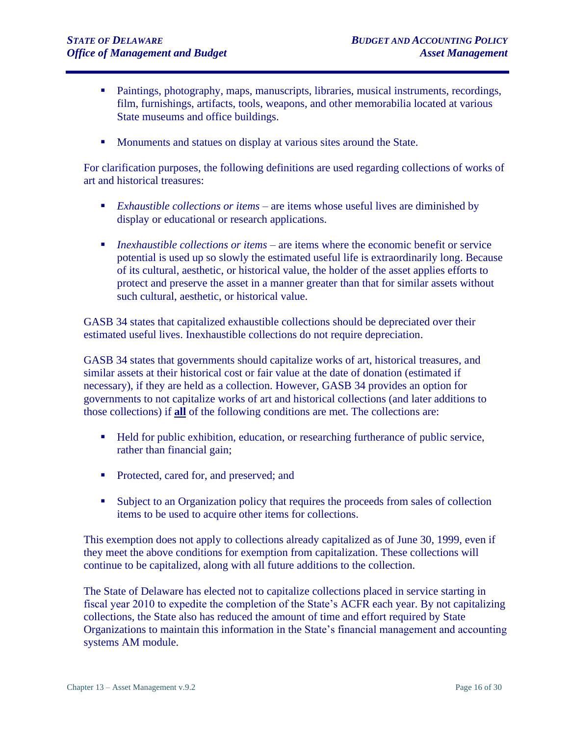- Paintings, photography, maps, manuscripts, libraries, musical instruments, recordings, film, furnishings, artifacts, tools, weapons, and other memorabilia located at various State museums and office buildings.

- Monuments and statues on display at various sites around the State.

For clarification purposes, the following definitions are used regarding collections of works of art and historical treasures:

- *Exhaustible collections or items* – are items whose useful lives are diminished by display or educational or research applications.

- *Inexhaustible collections or items* – are items where the economic benefit or service potential is used up so slowly the estimated useful life is extraordinarily long. Because of its cultural, aesthetic, or historical value, the holder of the asset applies efforts to protect and preserve the asset in a manner greater than that for similar assets without such cultural, aesthetic, or historical value.

GASB 34 states that capitalized exhaustible collections should be depreciated over their estimated useful lives. Inexhaustible collections do not require depreciation.

GASB 34 states that governments should capitalize works of art, historical treasures, and similar assets at their historical cost or fair value at the date of donation (estimated if necessary), if they are held as a collection. However, GASB 34 provides an option for governments to not capitalize works of art and historical collections (and later additions to those collections) if **all** of the following conditions are met. The collections are:

- Held for public exhibition, education, or researching furtherance of public service, rather than financial gain;

- Protected, cared for, and preserved; and

- Subject to an Organization policy that requires the proceeds from sales of collection items to be used to acquire other items for collections.

This exemption does not apply to collections already capitalized as of June 30, 1999, even if they meet the above conditions for exemption from capitalization. These collections will continue to be capitalized, along with all future additions to the collection.

The State of Delaware has elected not to capitalize collections placed in service starting in fiscal year 2010 to expedite the completion of the State's ACFR each year. By not capitalizing collections, the State also has reduced the amount of time and effort required by State Organizations to maintain this information in the State's financial management and accounting systems AM module.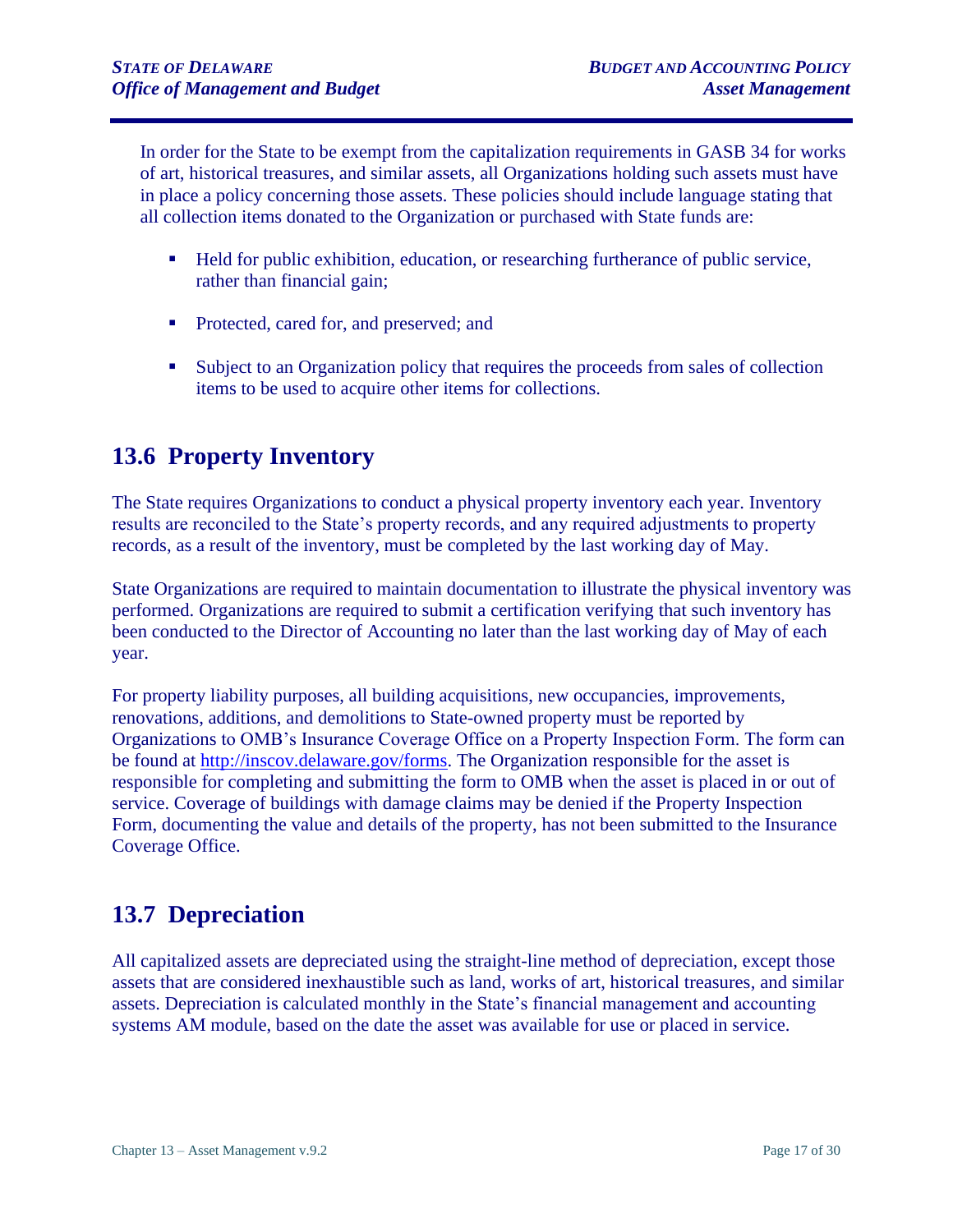In order for the State to be exempt from the capitalization requirements in GASB 34 for works of art, historical treasures, and similar assets, all Organizations holding such assets must have in place a policy concerning those assets. These policies should include language stating that all collection items donated to the Organization or purchased with State funds are:

- Held for public exhibition, education, or researching furtherance of public service, rather than financial gain;
- Protected, cared for, and preserved; and
- Subject to an Organization policy that requires the proceeds from sales of collection items to be used to acquire other items for collections.

## 13.6 Property Inventory

The State requires Organizations to conduct a physical property inventory each year. Inventory results are reconciled to the State's property records, and any required adjustments to property records, as a result of the inventory, must be completed by the last working day of May.

State Organizations are required to maintain documentation to illustrate the physical inventory was performed. Organizations are required to submit a certification verifying that such inventory has been conducted to the Director of Accounting no later than the last working day of May of each year.

For property liability purposes, all building acquisitions, new occupancies, improvements, renovations, additions, and demolitions to State-owned property must be reported by Organizations to OMB's Insurance Coverage Office on a Property Inspection Form. The form can be found at [http://inscov.delaware.gov/forms](http://inscov.delaware.gov/forms). The Organization responsible for the asset is responsible for completing and submitting the form to OMB when the asset is placed in or out of service. Coverage of buildings with damage claims may be denied if the Property Inspection Form, documenting the value and details of the property, has not been submitted to the Insurance Coverage Office.

## 13.7 Depreciation

All capitalized assets are depreciated using the straight-line method of depreciation, except those assets that are considered inexhaustible such as land, works of art, historical treasures, and similar assets. Depreciation is calculated monthly in the State's financial management and accounting systems AM module, based on the date the asset was available for use or placed in service.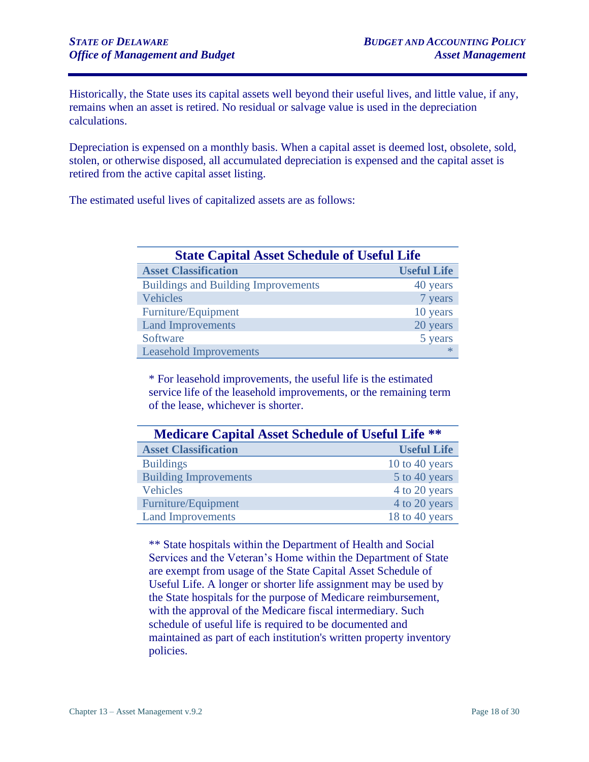Historically, the State uses its capital assets well beyond their useful lives, and little value, if any, remains when an asset is retired. No residual or salvage value is used in the depreciation calculations.

Depreciation is expensed on a monthly basis. When a capital asset is deemed lost, obsolete, sold, stolen, or otherwise disposed, all accumulated depreciation is expensed and the capital asset is retired from the active capital asset listing.

The estimated useful lives of capitalized assets are as follows:

**State Capital Asset Schedule of Useful Life**

| Asset Classification | Useful Life |
|---|---|
| Buildings and Building Improvements | 40 years |
| Vehicles | 7 years |
| Furniture/Equipment | 10 years |
| Land Improvements | 20 years |
| Software | 5 years |
| Leasehold Improvements | * |

\* For leasehold improvements, the useful life is the estimated service life of the leasehold improvements, or the remaining term of the lease, whichever is shorter.

**Medicare Capital Asset Schedule of Useful Life \*\***

| Asset Classification | Useful Life |
|---|---|
| Buildings | 10 to 40 years |
| Building Improvements | 5 to 40 years |
| Vehicles | 4 to 20 years |
| Furniture/Equipment | 4 to 20 years |
| Land Improvements | 18 to 40 years |

\*\* State hospitals within the Department of Health and Social Services and the Veteran's Home within the Department of State are exempt from usage of the State Capital Asset Schedule of Useful Life. A longer or shorter life assignment may be used by the State hospitals for the purpose of Medicare reimbursement, with the approval of the Medicare fiscal intermediary. Such schedule of useful life is required to be documented and maintained as part of each institution's written property inventory policies.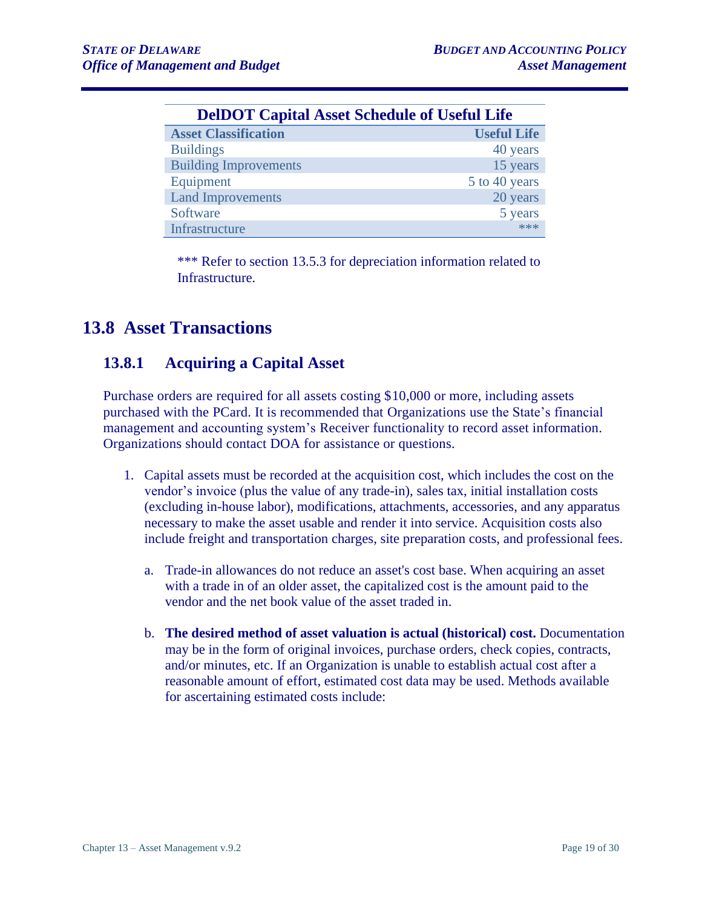| DelDOT Capital Asset Schedule of Useful Life | |
|---|---|
| **Asset Classification** | **Useful Life** |
| Buildings | 40 years |
| Building Improvements | 15 years |
| Equipment | 5 to 40 years |
| Land Improvements | 20 years |
| Software | 5 years |
| Infrastructure | *** |

*** Refer to section 13.5.3 for depreciation information related to Infrastructure.

# 13.8 Asset Transactions

## 13.8.1 Acquiring a Capital Asset

Purchase orders are required for all assets costing $10,000 or more, including assets purchased with the PCard. It is recommended that Organizations use the State's financial management and accounting system's Receiver functionality to record asset information. Organizations should contact DOA for assistance or questions.

1. Capital assets must be recorded at the acquisition cost, which includes the cost on the vendor's invoice (plus the value of any trade-in), sales tax, initial installation costs (excluding in-house labor), modifications, attachments, accessories, and any apparatus necessary to make the asset usable and render it into service. Acquisition costs also include freight and transportation charges, site preparation costs, and professional fees.

   a. Trade-in allowances do not reduce an asset's cost base. When acquiring an asset with a trade in of an older asset, the capitalized cost is the amount paid to the vendor and the net book value of the asset traded in.

   b. **The desired method of asset valuation is actual (historical) cost.** Documentation may be in the form of original invoices, purchase orders, check copies, contracts, and/or minutes, etc. If an Organization is unable to establish actual cost after a reasonable amount of effort, estimated cost data may be used. Methods available for ascertaining estimated costs include: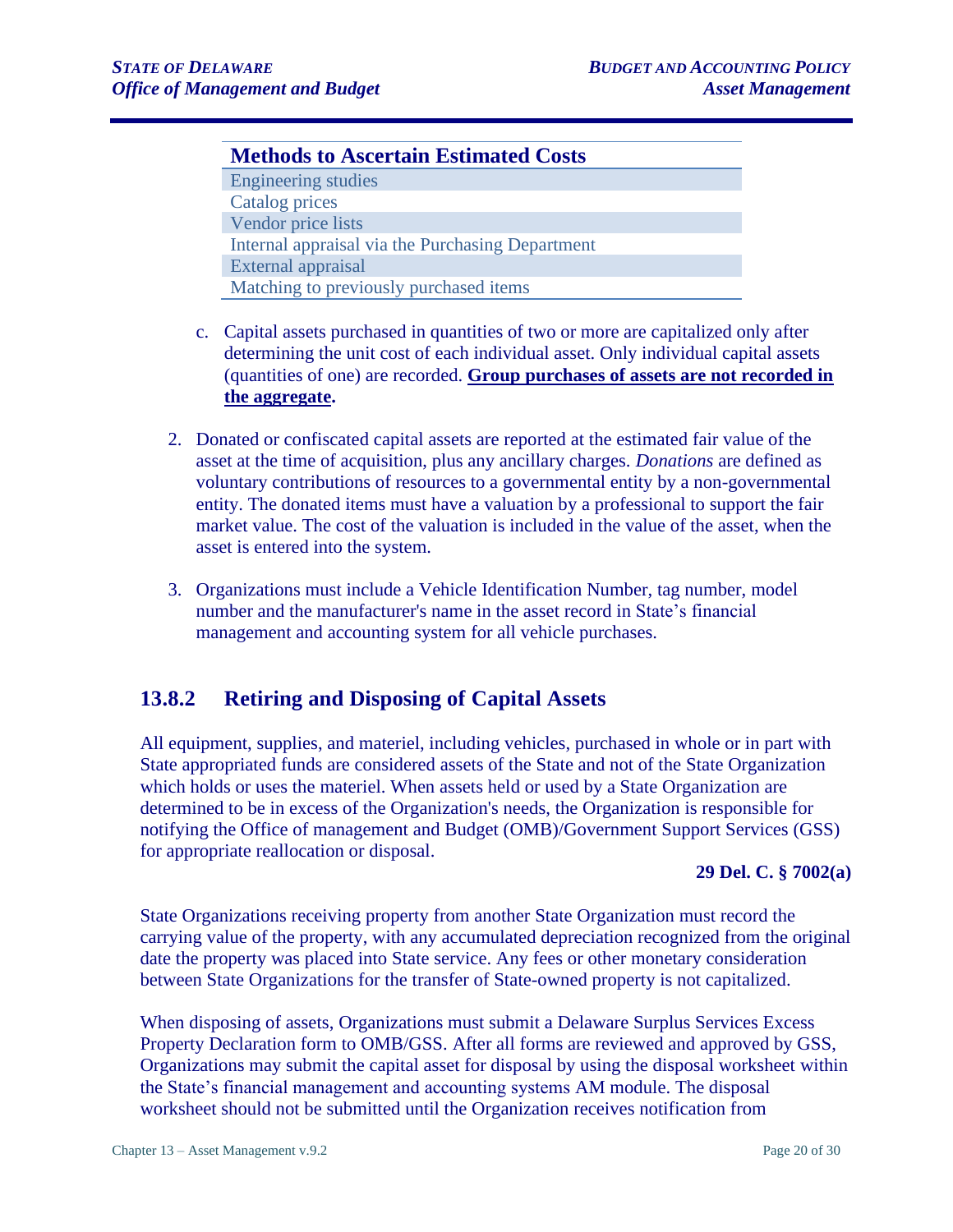| Methods to Ascertain Estimated Costs |
|---|
| Engineering studies |
| Catalog prices |
| Vendor price lists |
| Internal appraisal via the Purchasing Department |
| External appraisal |
| Matching to previously purchased items |

c. Capital assets purchased in quantities of two or more are capitalized only after determining the unit cost of each individual asset. Only individual capital assets (quantities of one) are recorded. **<u>Group purchases of assets are not recorded in the aggregate</u>.**

2. Donated or confiscated capital assets are reported at the estimated fair value of the asset at the time of acquisition, plus any ancillary charges. *Donations* are defined as voluntary contributions of resources to a governmental entity by a non-governmental entity. The donated items must have a valuation by a professional to support the fair market value. The cost of the valuation is included in the value of the asset, when the asset is entered into the system.

3. Organizations must include a Vehicle Identification Number, tag number, model number and the manufacturer's name in the asset record in State's financial management and accounting system for all vehicle purchases.

## 13.8.2 Retiring and Disposing of Capital Assets

All equipment, supplies, and materiel, including vehicles, purchased in whole or in part with State appropriated funds are considered assets of the State and not of the State Organization which holds or uses the materiel. When assets held or used by a State Organization are determined to be in excess of the Organization's needs, the Organization is responsible for notifying the Office of management and Budget (OMB)/Government Support Services (GSS) for appropriate reallocation or disposal.

**29 Del. C. § 7002(a)**

State Organizations receiving property from another State Organization must record the carrying value of the property, with any accumulated depreciation recognized from the original date the property was placed into State service. Any fees or other monetary consideration between State Organizations for the transfer of State-owned property is not capitalized.

When disposing of assets, Organizations must submit a Delaware Surplus Services Excess Property Declaration form to OMB/GSS. After all forms are reviewed and approved by GSS, Organizations may submit the capital asset for disposal by using the disposal worksheet within the State's financial management and accounting systems AM module. The disposal worksheet should not be submitted until the Organization receives notification from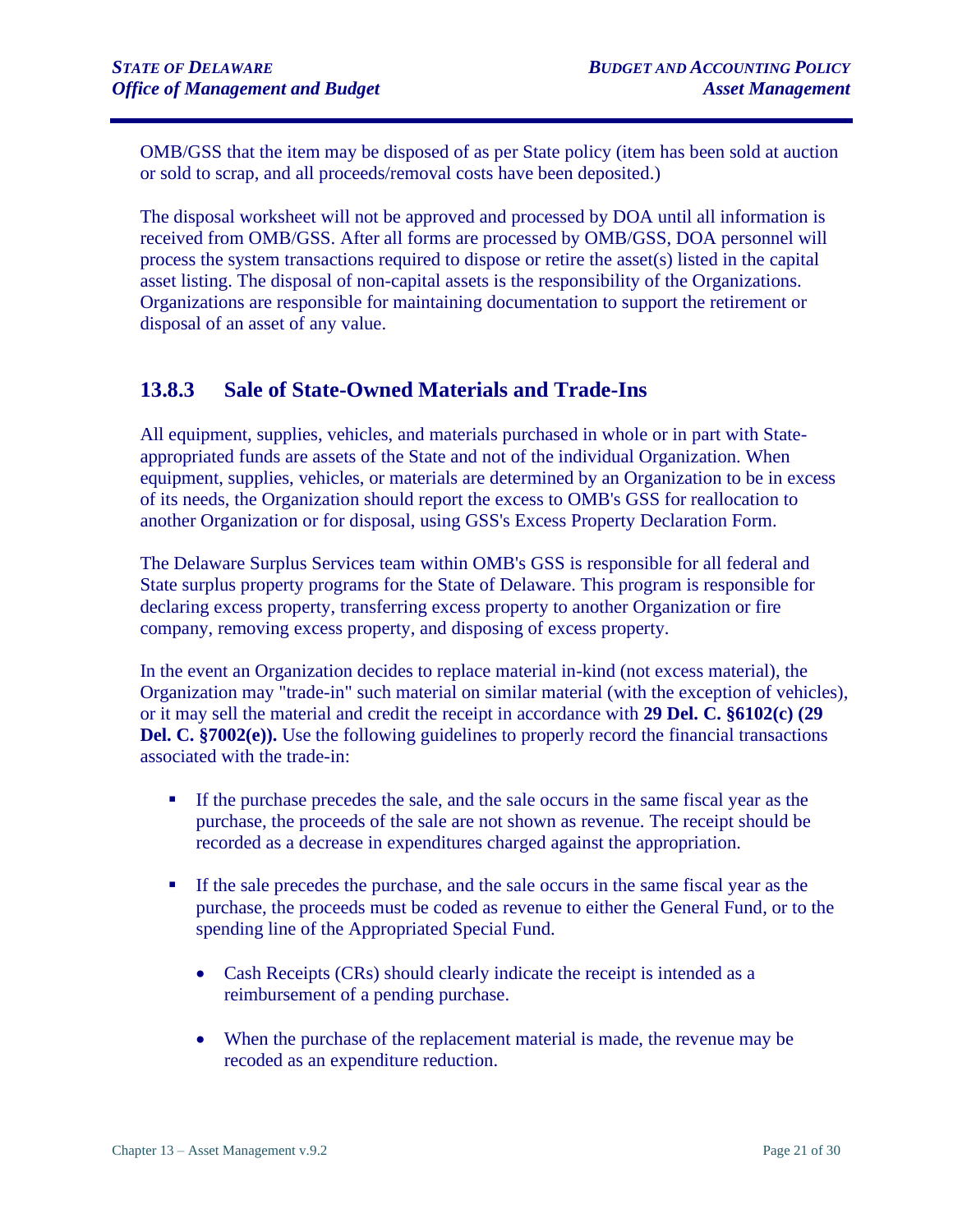OMB/GSS that the item may be disposed of as per State policy (item has been sold at auction or sold to scrap, and all proceeds/removal costs have been deposited.)

The disposal worksheet will not be approved and processed by DOA until all information is received from OMB/GSS. After all forms are processed by OMB/GSS, DOA personnel will process the system transactions required to dispose or retire the asset(s) listed in the capital asset listing. The disposal of non-capital assets is the responsibility of the Organizations. Organizations are responsible for maintaining documentation to support the retirement or disposal of an asset of any value.

### 13.8.3 Sale of State-Owned Materials and Trade-Ins

All equipment, supplies, vehicles, and materials purchased in whole or in part with State-appropriated funds are assets of the State and not of the individual Organization. When equipment, supplies, vehicles, or materials are determined by an Organization to be in excess of its needs, the Organization should report the excess to OMB's GSS for reallocation to another Organization or for disposal, using GSS's Excess Property Declaration Form.

The Delaware Surplus Services team within OMB's GSS is responsible for all federal and State surplus property programs for the State of Delaware. This program is responsible for declaring excess property, transferring excess property to another Organization or fire company, removing excess property, and disposing of excess property.

In the event an Organization decides to replace material in-kind (not excess material), the Organization may "trade-in" such material on similar material (with the exception of vehicles), or it may sell the material and credit the receipt in accordance with **29 Del. C. §6102(c) (29 Del. C. §7002(e)).** Use the following guidelines to properly record the financial transactions associated with the trade-in:

- If the purchase precedes the sale, and the sale occurs in the same fiscal year as the purchase, the proceeds of the sale are not shown as revenue. The receipt should be recorded as a decrease in expenditures charged against the appropriation.
- If the sale precedes the purchase, and the sale occurs in the same fiscal year as the purchase, the proceeds must be coded as revenue to either the General Fund, or to the spending line of the Appropriated Special Fund.
  - Cash Receipts (CRs) should clearly indicate the receipt is intended as a reimbursement of a pending purchase.
  - When the purchase of the replacement material is made, the revenue may be recoded as an expenditure reduction.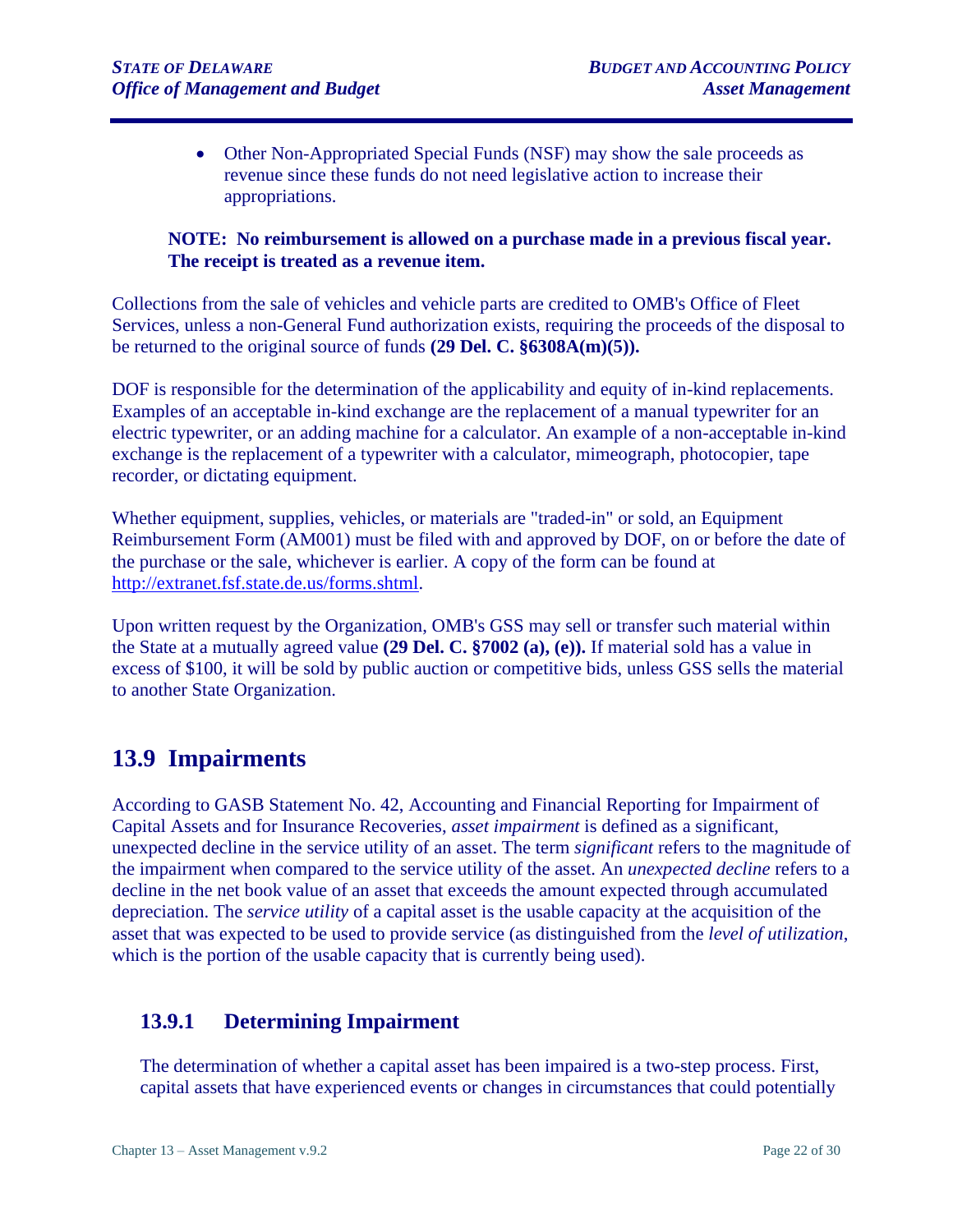- Other Non-Appropriated Special Funds (NSF) may show the sale proceeds as revenue since these funds do not need legislative action to increase their appropriations.

**NOTE: No reimbursement is allowed on a purchase made in a previous fiscal year. The receipt is treated as a revenue item.**

Collections from the sale of vehicles and vehicle parts are credited to OMB's Office of Fleet Services, unless a non-General Fund authorization exists, requiring the proceeds of the disposal to be returned to the original source of funds **(29 Del. C. §6308A(m)(5)).**

DOF is responsible for the determination of the applicability and equity of in-kind replacements. Examples of an acceptable in-kind exchange are the replacement of a manual typewriter for an electric typewriter, or an adding machine for a calculator. An example of a non-acceptable in-kind exchange is the replacement of a typewriter with a calculator, mimeograph, photocopier, tape recorder, or dictating equipment.

Whether equipment, supplies, vehicles, or materials are "traded-in" or sold, an Equipment Reimbursement Form (AM001) must be filed with and approved by DOF, on or before the date of the purchase or the sale, whichever is earlier. A copy of the form can be found at http://extranet.fsf.state.de.us/forms.shtml.

Upon written request by the Organization, OMB's GSS may sell or transfer such material within the State at a mutually agreed value **(29 Del. C. §7002 (a), (e)).** If material sold has a value in excess of $100, it will be sold by public auction or competitive bids, unless GSS sells the material to another State Organization.

## 13.9 Impairments

According to GASB Statement No. 42, Accounting and Financial Reporting for Impairment of Capital Assets and for Insurance Recoveries, *asset impairment* is defined as a significant, unexpected decline in the service utility of an asset. The term *significant* refers to the magnitude of the impairment when compared to the service utility of the asset. An *unexpected decline* refers to a decline in the net book value of an asset that exceeds the amount expected through accumulated depreciation. The *service utility* of a capital asset is the usable capacity at the acquisition of the asset that was expected to be used to provide service (as distinguished from the *level of utilization*, which is the portion of the usable capacity that is currently being used).

### 13.9.1 Determining Impairment

The determination of whether a capital asset has been impaired is a two-step process. First, capital assets that have experienced events or changes in circumstances that could potentially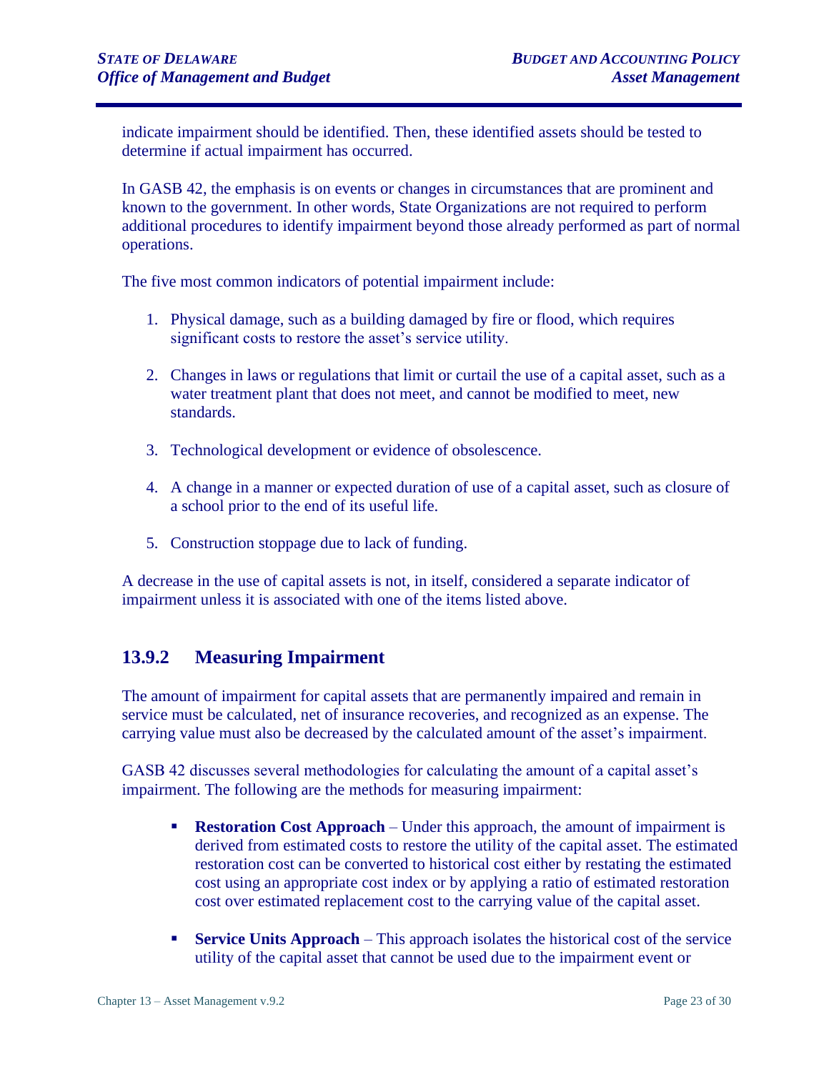indicate impairment should be identified. Then, these identified assets should be tested to determine if actual impairment has occurred.

In GASB 42, the emphasis is on events or changes in circumstances that are prominent and known to the government. In other words, State Organizations are not required to perform additional procedures to identify impairment beyond those already performed as part of normal operations.

The five most common indicators of potential impairment include:

1. Physical damage, such as a building damaged by fire or flood, which requires significant costs to restore the asset's service utility.

2. Changes in laws or regulations that limit or curtail the use of a capital asset, such as a water treatment plant that does not meet, and cannot be modified to meet, new standards.

3. Technological development or evidence of obsolescence.

4. A change in a manner or expected duration of use of a capital asset, such as closure of a school prior to the end of its useful life.

5. Construction stoppage due to lack of funding.

A decrease in the use of capital assets is not, in itself, considered a separate indicator of impairment unless it is associated with one of the items listed above.

### 13.9.2 Measuring Impairment

The amount of impairment for capital assets that are permanently impaired and remain in service must be calculated, net of insurance recoveries, and recognized as an expense. The carrying value must also be decreased by the calculated amount of the asset's impairment.

GASB 42 discusses several methodologies for calculating the amount of a capital asset's impairment. The following are the methods for measuring impairment:

- **Restoration Cost Approach** – Under this approach, the amount of impairment is derived from estimated costs to restore the utility of the capital asset. The estimated restoration cost can be converted to historical cost either by restating the estimated cost using an appropriate cost index or by applying a ratio of estimated restoration cost over estimated replacement cost to the carrying value of the capital asset.

- **Service Units Approach** – This approach isolates the historical cost of the service utility of the capital asset that cannot be used due to the impairment event or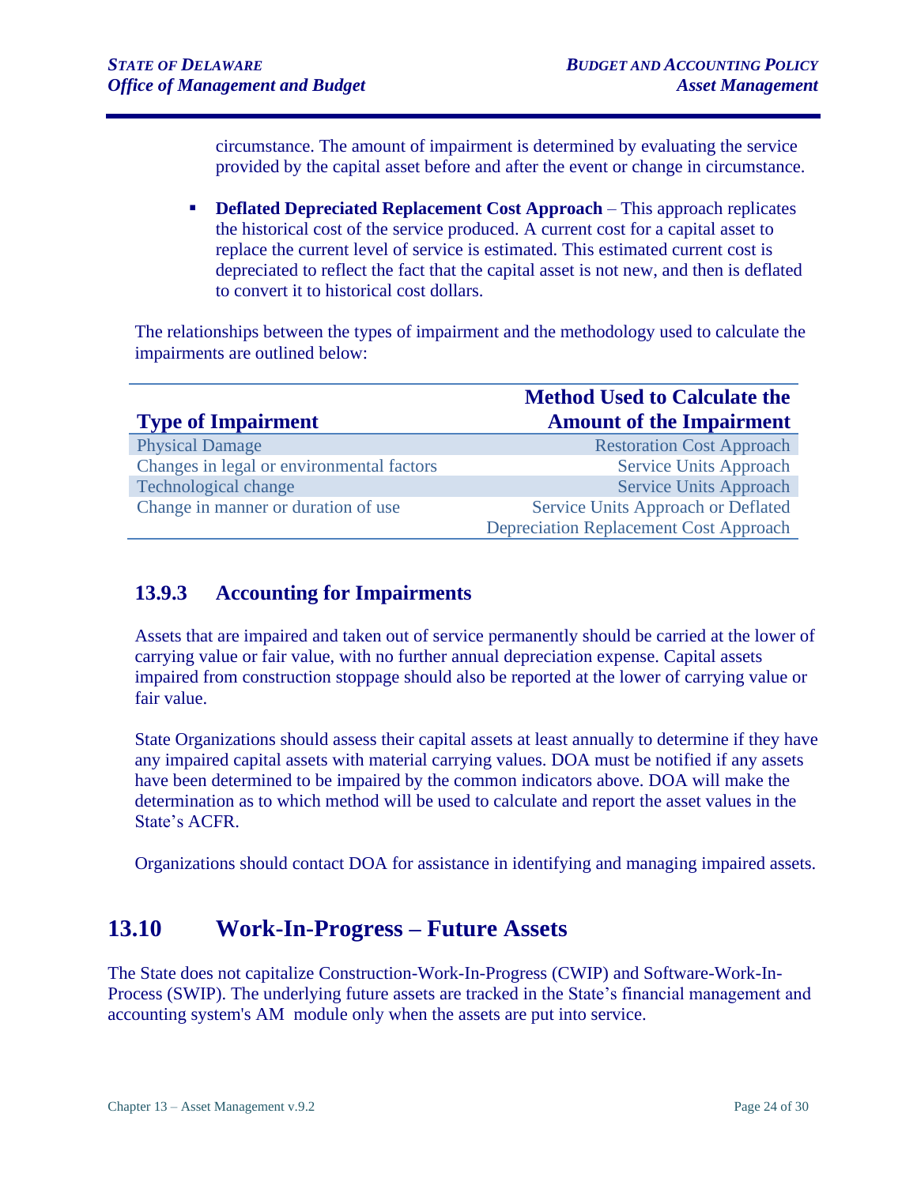circumstance. The amount of impairment is determined by evaluating the service provided by the capital asset before and after the event or change in circumstance.

- **Deflated Depreciated Replacement Cost Approach** – This approach replicates the historical cost of the service produced. A current cost for a capital asset to replace the current level of service is estimated. This estimated current cost is depreciated to reflect the fact that the capital asset is not new, and then is deflated to convert it to historical cost dollars.

The relationships between the types of impairment and the methodology used to calculate the impairments are outlined below:

| Type of Impairment | Method Used to Calculate the Amount of the Impairment |
|---|---|
| Physical Damage | Restoration Cost Approach |
| Changes in legal or environmental factors | Service Units Approach |
| Technological change | Service Units Approach |
| Change in manner or duration of use | Service Units Approach or Deflated Depreciation Replacement Cost Approach |

### 13.9.3 Accounting for Impairments

Assets that are impaired and taken out of service permanently should be carried at the lower of carrying value or fair value, with no further annual depreciation expense. Capital assets impaired from construction stoppage should also be reported at the lower of carrying value or fair value.

State Organizations should assess their capital assets at least annually to determine if they have any impaired capital assets with material carrying values. DOA must be notified if any assets have been determined to be impaired by the common indicators above. DOA will make the determination as to which method will be used to calculate and report the asset values in the State's ACFR.

Organizations should contact DOA for assistance in identifying and managing impaired assets.

## 13.10 Work-In-Progress – Future Assets

The State does not capitalize Construction-Work-In-Progress (CWIP) and Software-Work-In-Process (SWIP). The underlying future assets are tracked in the State's financial management and accounting system's AM module only when the assets are put into service.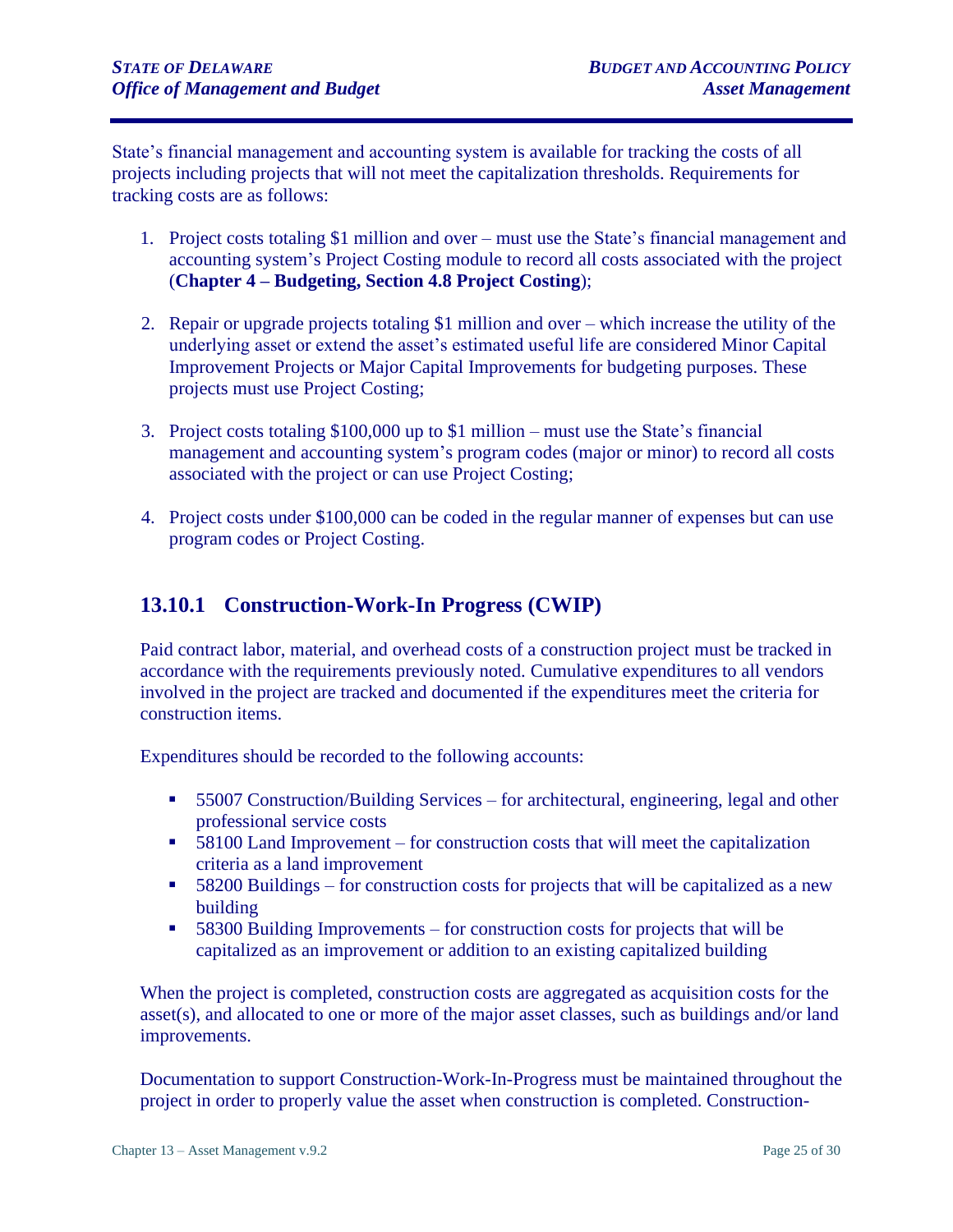State's financial management and accounting system is available for tracking the costs of all projects including projects that will not meet the capitalization thresholds. Requirements for tracking costs are as follows:

1. Project costs totaling $1 million and over – must use the State's financial management and accounting system's Project Costing module to record all costs associated with the project (**Chapter 4 – Budgeting, Section 4.8 Project Costing**);

2. Repair or upgrade projects totaling $1 million and over – which increase the utility of the underlying asset or extend the asset's estimated useful life are considered Minor Capital Improvement Projects or Major Capital Improvements for budgeting purposes. These projects must use Project Costing;

3. Project costs totaling $100,000 up to $1 million – must use the State's financial management and accounting system's program codes (major or minor) to record all costs associated with the project or can use Project Costing;

4. Project costs under $100,000 can be coded in the regular manner of expenses but can use program codes or Project Costing.

### 13.10.1 Construction-Work-In Progress (CWIP)

Paid contract labor, material, and overhead costs of a construction project must be tracked in accordance with the requirements previously noted. Cumulative expenditures to all vendors involved in the project are tracked and documented if the expenditures meet the criteria for construction items.

Expenditures should be recorded to the following accounts:

- 55007 Construction/Building Services – for architectural, engineering, legal and other professional service costs
- 58100 Land Improvement – for construction costs that will meet the capitalization criteria as a land improvement
- 58200 Buildings – for construction costs for projects that will be capitalized as a new building
- 58300 Building Improvements – for construction costs for projects that will be capitalized as an improvement or addition to an existing capitalized building

When the project is completed, construction costs are aggregated as acquisition costs for the asset(s), and allocated to one or more of the major asset classes, such as buildings and/or land improvements.

Documentation to support Construction-Work-In-Progress must be maintained throughout the project in order to properly value the asset when construction is completed. Construction-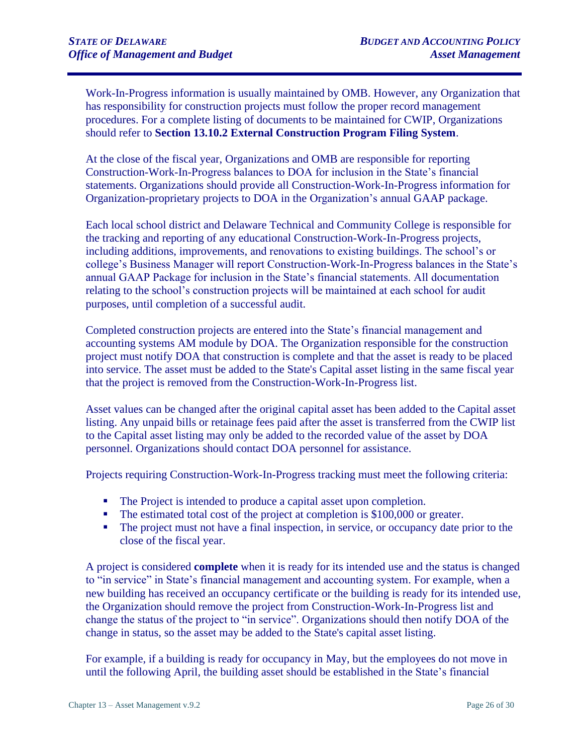Work-In-Progress information is usually maintained by OMB. However, any Organization that has responsibility for construction projects must follow the proper record management procedures. For a complete listing of documents to be maintained for CWIP, Organizations should refer to **Section 13.10.2 External Construction Program Filing System**.

At the close of the fiscal year, Organizations and OMB are responsible for reporting Construction-Work-In-Progress balances to DOA for inclusion in the State's financial statements. Organizations should provide all Construction-Work-In-Progress information for Organization-proprietary projects to DOA in the Organization's annual GAAP package.

Each local school district and Delaware Technical and Community College is responsible for the tracking and reporting of any educational Construction-Work-In-Progress projects, including additions, improvements, and renovations to existing buildings. The school's or college's Business Manager will report Construction-Work-In-Progress balances in the State's annual GAAP Package for inclusion in the State's financial statements. All documentation relating to the school's construction projects will be maintained at each school for audit purposes, until completion of a successful audit.

Completed construction projects are entered into the State's financial management and accounting systems AM module by DOA. The Organization responsible for the construction project must notify DOA that construction is complete and that the asset is ready to be placed into service. The asset must be added to the State's Capital asset listing in the same fiscal year that the project is removed from the Construction-Work-In-Progress list.

Asset values can be changed after the original capital asset has been added to the Capital asset listing. Any unpaid bills or retainage fees paid after the asset is transferred from the CWIP list to the Capital asset listing may only be added to the recorded value of the asset by DOA personnel. Organizations should contact DOA personnel for assistance.

Projects requiring Construction-Work-In-Progress tracking must meet the following criteria:

- The Project is intended to produce a capital asset upon completion.
- The estimated total cost of the project at completion is $100,000 or greater.
- The project must not have a final inspection, in service, or occupancy date prior to the close of the fiscal year.

A project is considered **complete** when it is ready for its intended use and the status is changed to "in service" in State's financial management and accounting system. For example, when a new building has received an occupancy certificate or the building is ready for its intended use, the Organization should remove the project from Construction-Work-In-Progress list and change the status of the project to "in service". Organizations should then notify DOA of the change in status, so the asset may be added to the State's capital asset listing.

For example, if a building is ready for occupancy in May, but the employees do not move in until the following April, the building asset should be established in the State's financial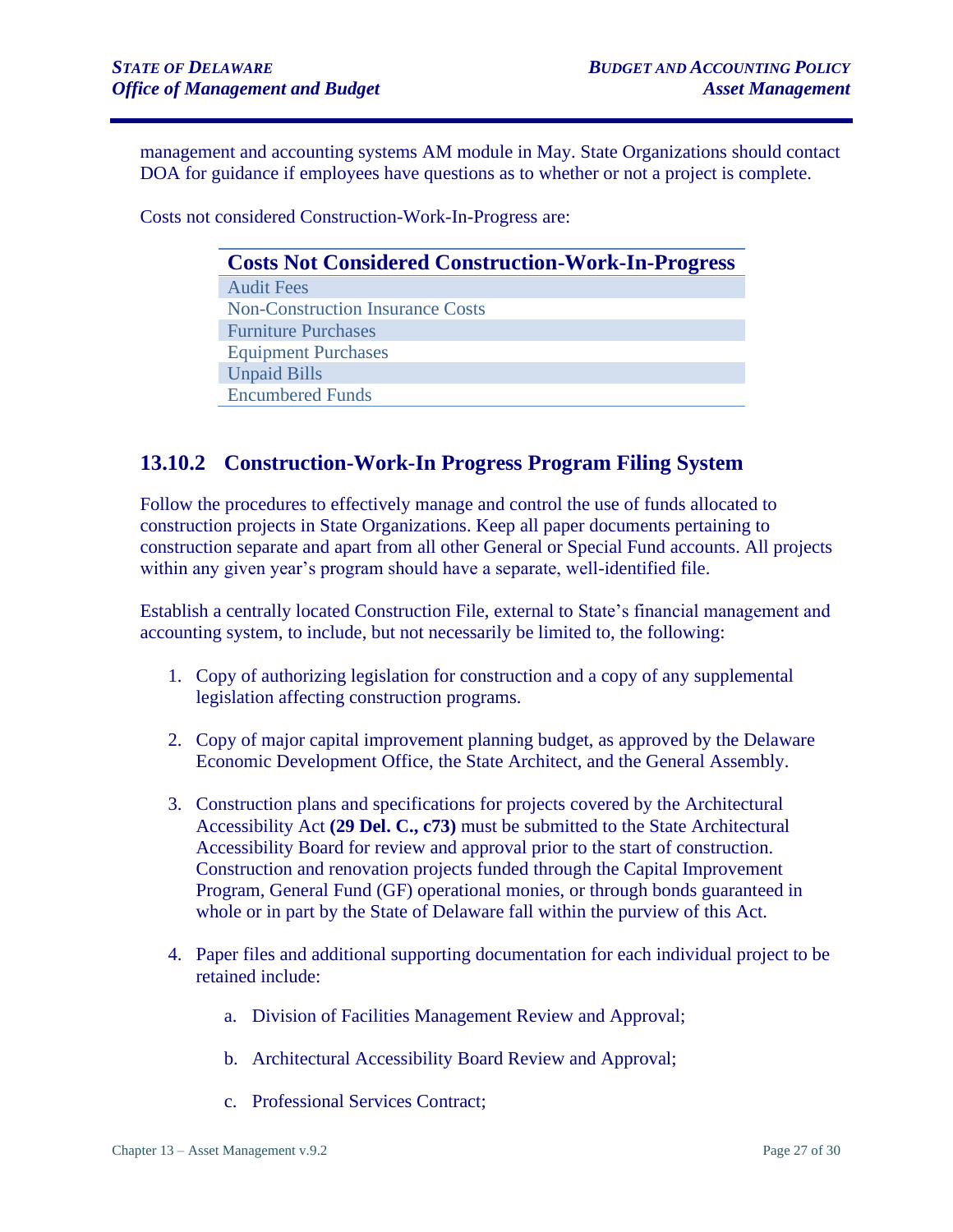management and accounting systems AM module in May. State Organizations should contact DOA for guidance if employees have questions as to whether or not a project is complete.

Costs not considered Construction-Work-In-Progress are:

| Costs Not Considered Construction-Work-In-Progress |
| --- |
| Audit Fees |
| Non-Construction Insurance Costs |
| Furniture Purchases |
| Equipment Purchases |
| Unpaid Bills |
| Encumbered Funds |

### 13.10.2 Construction-Work-In Progress Program Filing System

Follow the procedures to effectively manage and control the use of funds allocated to construction projects in State Organizations. Keep all paper documents pertaining to construction separate and apart from all other General or Special Fund accounts. All projects within any given year's program should have a separate, well-identified file.

Establish a centrally located Construction File, external to State's financial management and accounting system, to include, but not necessarily be limited to, the following:

1. Copy of authorizing legislation for construction and a copy of any supplemental legislation affecting construction programs.

2. Copy of major capital improvement planning budget, as approved by the Delaware Economic Development Office, the State Architect, and the General Assembly.

3. Construction plans and specifications for projects covered by the Architectural Accessibility Act **(29 Del. C., c73)** must be submitted to the State Architectural Accessibility Board for review and approval prior to the start of construction. Construction and renovation projects funded through the Capital Improvement Program, General Fund (GF) operational monies, or through bonds guaranteed in whole or in part by the State of Delaware fall within the purview of this Act.

4. Paper files and additional supporting documentation for each individual project to be retained include:

    a. Division of Facilities Management Review and Approval;

    b. Architectural Accessibility Board Review and Approval;

    c. Professional Services Contract;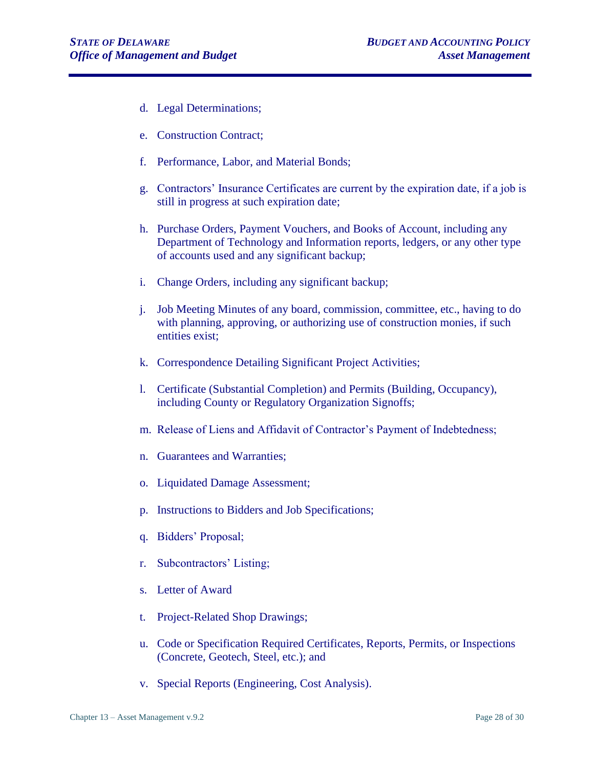d. Legal Determinations;

e. Construction Contract;

f. Performance, Labor, and Material Bonds;

g. Contractors' Insurance Certificates are current by the expiration date, if a job is still in progress at such expiration date;

h. Purchase Orders, Payment Vouchers, and Books of Account, including any Department of Technology and Information reports, ledgers, or any other type of accounts used and any significant backup;

i. Change Orders, including any significant backup;

j. Job Meeting Minutes of any board, commission, committee, etc., having to do with planning, approving, or authorizing use of construction monies, if such entities exist;

k. Correspondence Detailing Significant Project Activities;

l. Certificate (Substantial Completion) and Permits (Building, Occupancy), including County or Regulatory Organization Signoffs;

m. Release of Liens and Affidavit of Contractor's Payment of Indebtedness;

n. Guarantees and Warranties;

o. Liquidated Damage Assessment;

p. Instructions to Bidders and Job Specifications;

q. Bidders' Proposal;

r. Subcontractors' Listing;

s. Letter of Award

t. Project-Related Shop Drawings;

u. Code or Specification Required Certificates, Reports, Permits, or Inspections (Concrete, Geotech, Steel, etc.); and

v. Special Reports (Engineering, Cost Analysis).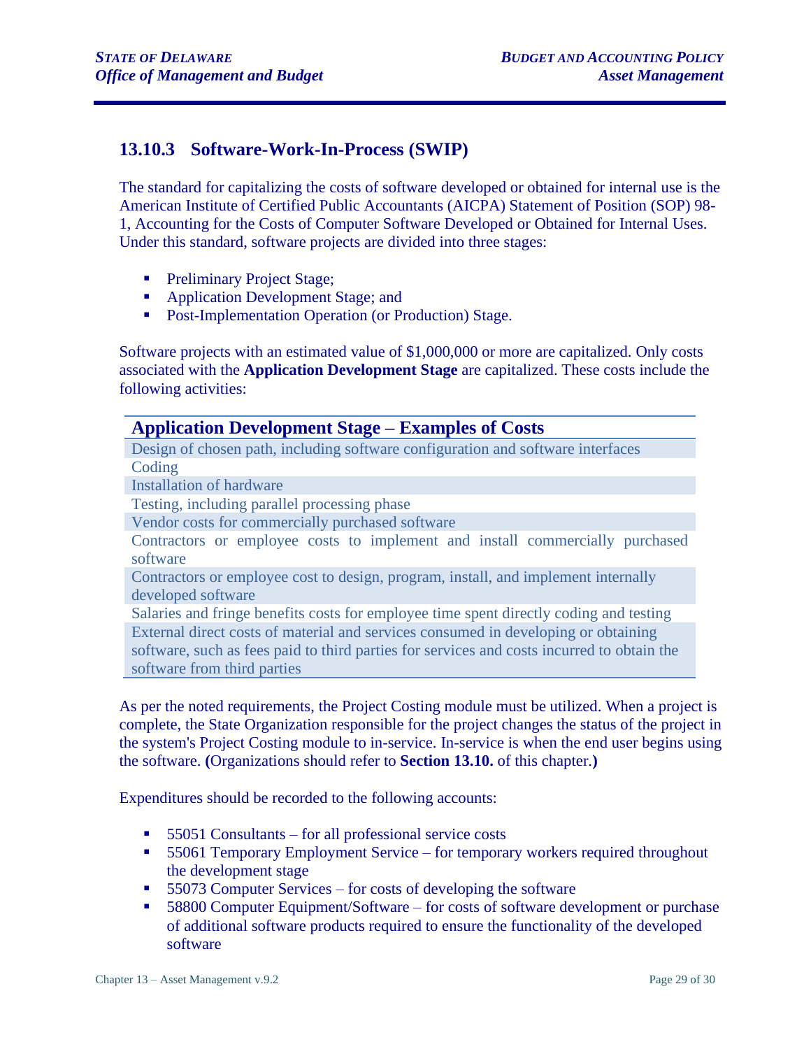### 13.10.3 Software-Work-In-Process (SWIP)

The standard for capitalizing the costs of software developed or obtained for internal use is the American Institute of Certified Public Accountants (AICPA) Statement of Position (SOP) 98-1, Accounting for the Costs of Computer Software Developed or Obtained for Internal Uses. Under this standard, software projects are divided into three stages:

- Preliminary Project Stage;
- Application Development Stage; and
- Post-Implementation Operation (or Production) Stage.

Software projects with an estimated value of $1,000,000 or more are capitalized. Only costs associated with the **Application Development Stage** are capitalized. These costs include the following activities:

| Application Development Stage – Examples of Costs |
| --- |
| Design of chosen path, including software configuration and software interfaces |
| Coding |
| Installation of hardware |
| Testing, including parallel processing phase |
| Vendor costs for commercially purchased software |
| Contractors or employee costs to implement and install commercially purchased software |
| Contractors or employee cost to design, program, install, and implement internally developed software |
| Salaries and fringe benefits costs for employee time spent directly coding and testing |
| External direct costs of material and services consumed in developing or obtaining software, such as fees paid to third parties for services and costs incurred to obtain the software from third parties |

As per the noted requirements, the Project Costing module must be utilized. When a project is complete, the State Organization responsible for the project changes the status of the project in the system's Project Costing module to in-service. In-service is when the end user begins using the software. **(**Organizations should refer to **Section 13.10.** of this chapter.**)**

Expenditures should be recorded to the following accounts:

- 55051 Consultants – for all professional service costs
- 55061 Temporary Employment Service – for temporary workers required throughout the development stage
- 55073 Computer Services – for costs of developing the software
- 58800 Computer Equipment/Software – for costs of software development or purchase of additional software products required to ensure the functionality of the developed software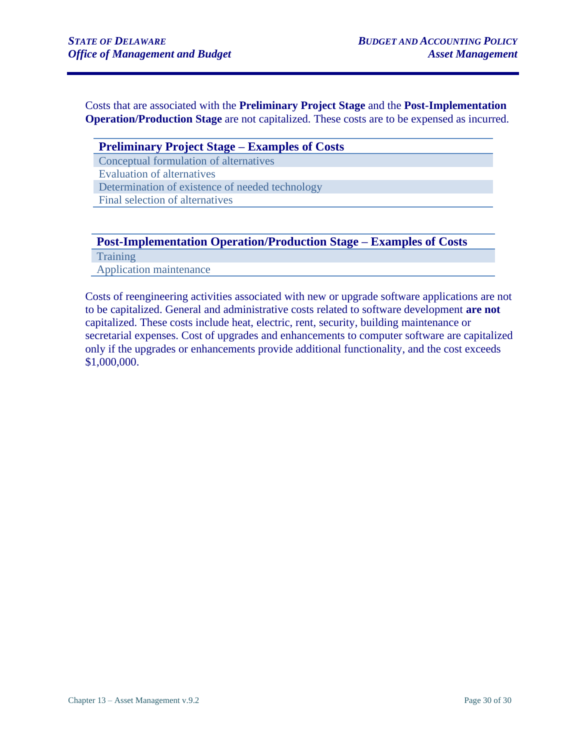Costs that are associated with the **Preliminary Project Stage** and the **Post-Implementation Operation/Production Stage** are not capitalized. These costs are to be expensed as incurred.

| Preliminary Project Stage – Examples of Costs |
| --- |
| Conceptual formulation of alternatives |
| Evaluation of alternatives |
| Determination of existence of needed technology |
| Final selection of alternatives |

| Post-Implementation Operation/Production Stage – Examples of Costs |
| --- |
| Training |
| Application maintenance |

Costs of reengineering activities associated with new or upgrade software applications are not to be capitalized. General and administrative costs related to software development **are not** capitalized. These costs include heat, electric, rent, security, building maintenance or secretarial expenses. Cost of upgrades and enhancements to computer software are capitalized only if the upgrades or enhancements provide additional functionality, and the cost exceeds $1,000,000.